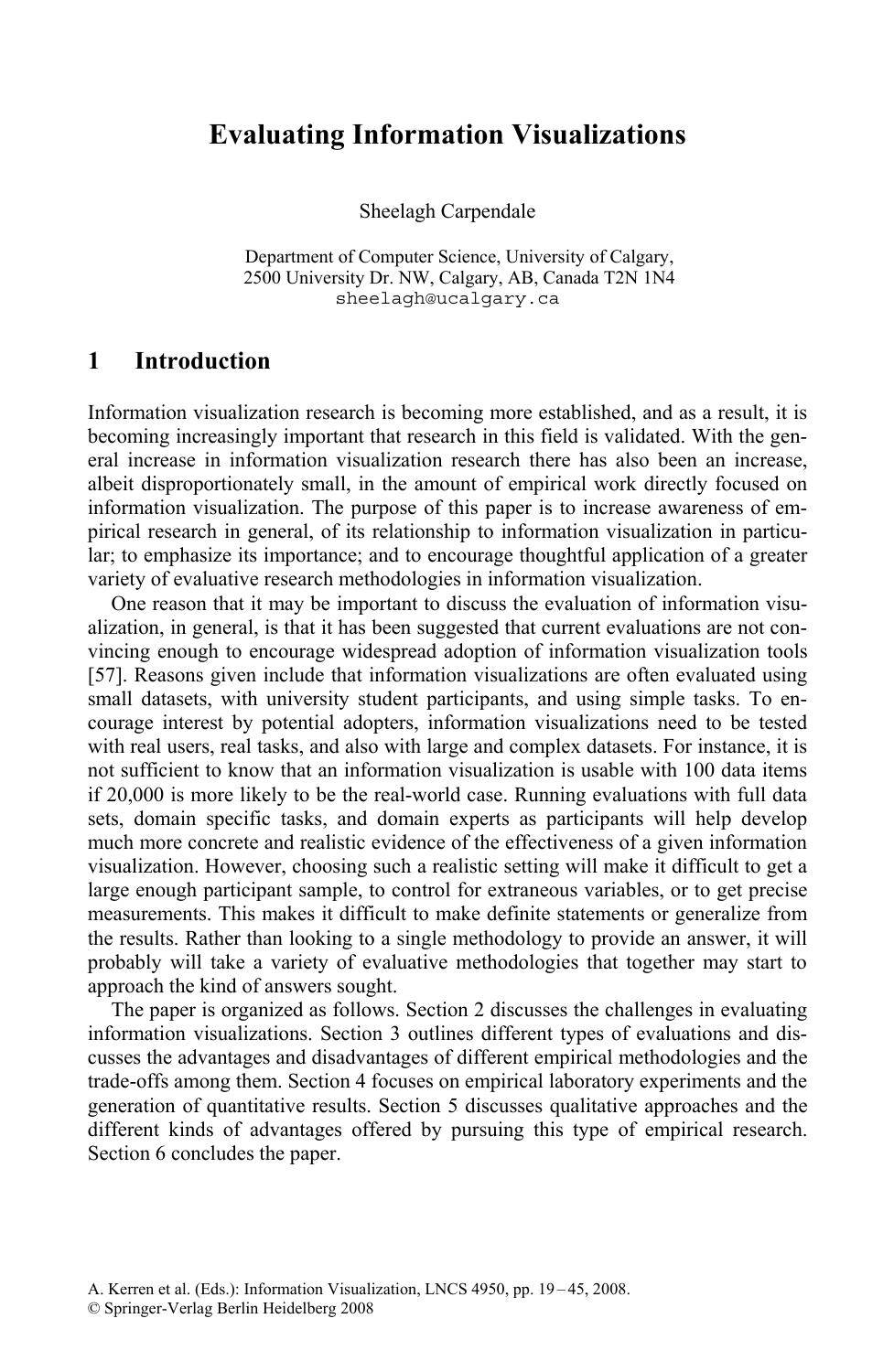# Evaluating Information Visualizations

Sheelagh Carpendale

Department of Computer Science, University of Calgary,
2500 University Dr. NW, Calgary, AB, Canada T2N 1N4
sheelagh@ucalgary.ca

## 1 Introduction

Information visualization research is becoming more established, and as a result, it is becoming increasingly important that research in this field is validated. With the general increase in information visualization research there has also been an increase, albeit disproportionately small, in the amount of empirical work directly focused on information visualization. The purpose of this paper is to increase awareness of empirical research in general, of its relationship to information visualization in particular; to emphasize its importance; and to encourage thoughtful application of a greater variety of evaluative research methodologies in information visualization.

One reason that it may be important to discuss the evaluation of information visualization, in general, is that it has been suggested that current evaluations are not convincing enough to encourage widespread adoption of information visualization tools [57]. Reasons given include that information visualizations are often evaluated using small datasets, with university student participants, and using simple tasks. To encourage interest by potential adopters, information visualizations need to be tested with real users, real tasks, and also with large and complex datasets. For instance, it is not sufficient to know that an information visualization is usable with 100 data items if 20,000 is more likely to be the real-world case. Running evaluations with full data sets, domain specific tasks, and domain experts as participants will help develop much more concrete and realistic evidence of the effectiveness of a given information visualization. However, choosing such a realistic setting will make it difficult to get a large enough participant sample, to control for extraneous variables, or to get precise measurements. This makes it difficult to make definite statements or generalize from the results. Rather than looking to a single methodology to provide an answer, it will probably will take a variety of evaluative methodologies that together may start to approach the kind of answers sought.

The paper is organized as follows. Section 2 discusses the challenges in evaluating information visualizations. Section 3 outlines different types of evaluations and discusses the advantages and disadvantages of different empirical methodologies and the trade-offs among them. Section 4 focuses on empirical laboratory experiments and the generation of quantitative results. Section 5 discusses qualitative approaches and the different kinds of advantages offered by pursuing this type of empirical research. Section 6 concludes the paper.

A. Kerren et al. (Eds.): Information Visualization, LNCS 4950, pp. 19 – 45, 2008.
© Springer-Verlag Berlin Heidelberg 2008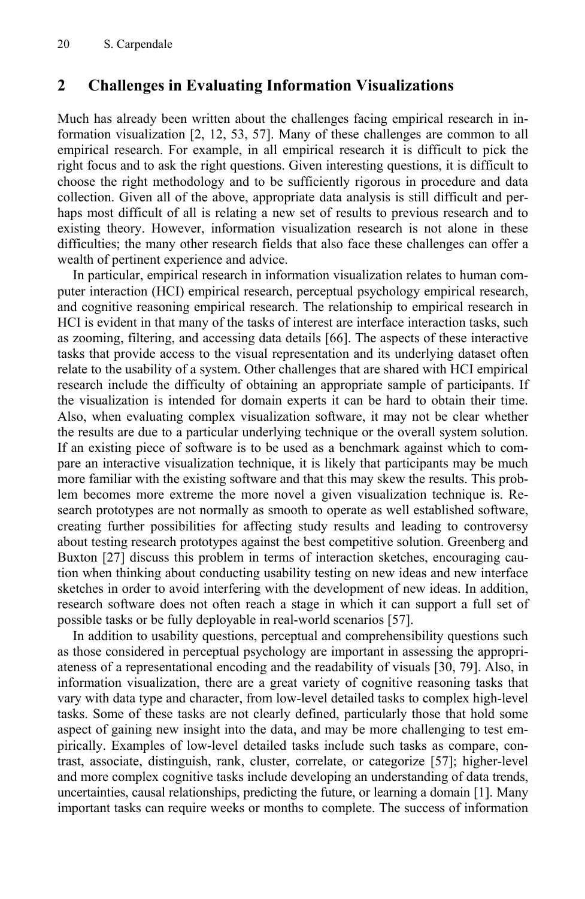## 2 Challenges in Evaluating Information Visualizations

Much has already been written about the challenges facing empirical research in information visualization [2, 12, 53, 57]. Many of these challenges are common to all empirical research. For example, in all empirical research it is difficult to pick the right focus and to ask the right questions. Given interesting questions, it is difficult to choose the right methodology and to be sufficiently rigorous in procedure and data collection. Given all of the above, appropriate data analysis is still difficult and perhaps most difficult of all is relating a new set of results to previous research and to existing theory. However, information visualization research is not alone in these difficulties; the many other research fields that also face these challenges can offer a wealth of pertinent experience and advice.

In particular, empirical research in information visualization relates to human computer interaction (HCI) empirical research, perceptual psychology empirical research, and cognitive reasoning empirical research. The relationship to empirical research in HCI is evident in that many of the tasks of interest are interface interaction tasks, such as zooming, filtering, and accessing data details [66]. The aspects of these interactive tasks that provide access to the visual representation and its underlying dataset often relate to the usability of a system. Other challenges that are shared with HCI empirical research include the difficulty of obtaining an appropriate sample of participants. If the visualization is intended for domain experts it can be hard to obtain their time. Also, when evaluating complex visualization software, it may not be clear whether the results are due to a particular underlying technique or the overall system solution. If an existing piece of software is to be used as a benchmark against which to compare an interactive visualization technique, it is likely that participants may be much more familiar with the existing software and that this may skew the results. This problem becomes more extreme the more novel a given visualization technique is. Research prototypes are not normally as smooth to operate as well established software, creating further possibilities for affecting study results and leading to controversy about testing research prototypes against the best competitive solution. Greenberg and Buxton [27] discuss this problem in terms of interaction sketches, encouraging caution when thinking about conducting usability testing on new ideas and new interface sketches in order to avoid interfering with the development of new ideas. In addition, research software does not often reach a stage in which it can support a full set of possible tasks or be fully deployable in real-world scenarios [57].

In addition to usability questions, perceptual and comprehensibility questions such as those considered in perceptual psychology are important in assessing the appropriateness of a representational encoding and the readability of visuals [30, 79]. Also, in information visualization, there are a great variety of cognitive reasoning tasks that vary with data type and character, from low-level detailed tasks to complex high-level tasks. Some of these tasks are not clearly defined, particularly those that hold some aspect of gaining new insight into the data, and may be more challenging to test empirically. Examples of low-level detailed tasks include such tasks as compare, contrast, associate, distinguish, rank, cluster, correlate, or categorize [57]; higher-level and more complex cognitive tasks include developing an understanding of data trends, uncertainties, causal relationships, predicting the future, or learning a domain [1]. Many important tasks can require weeks or months to complete. The success of information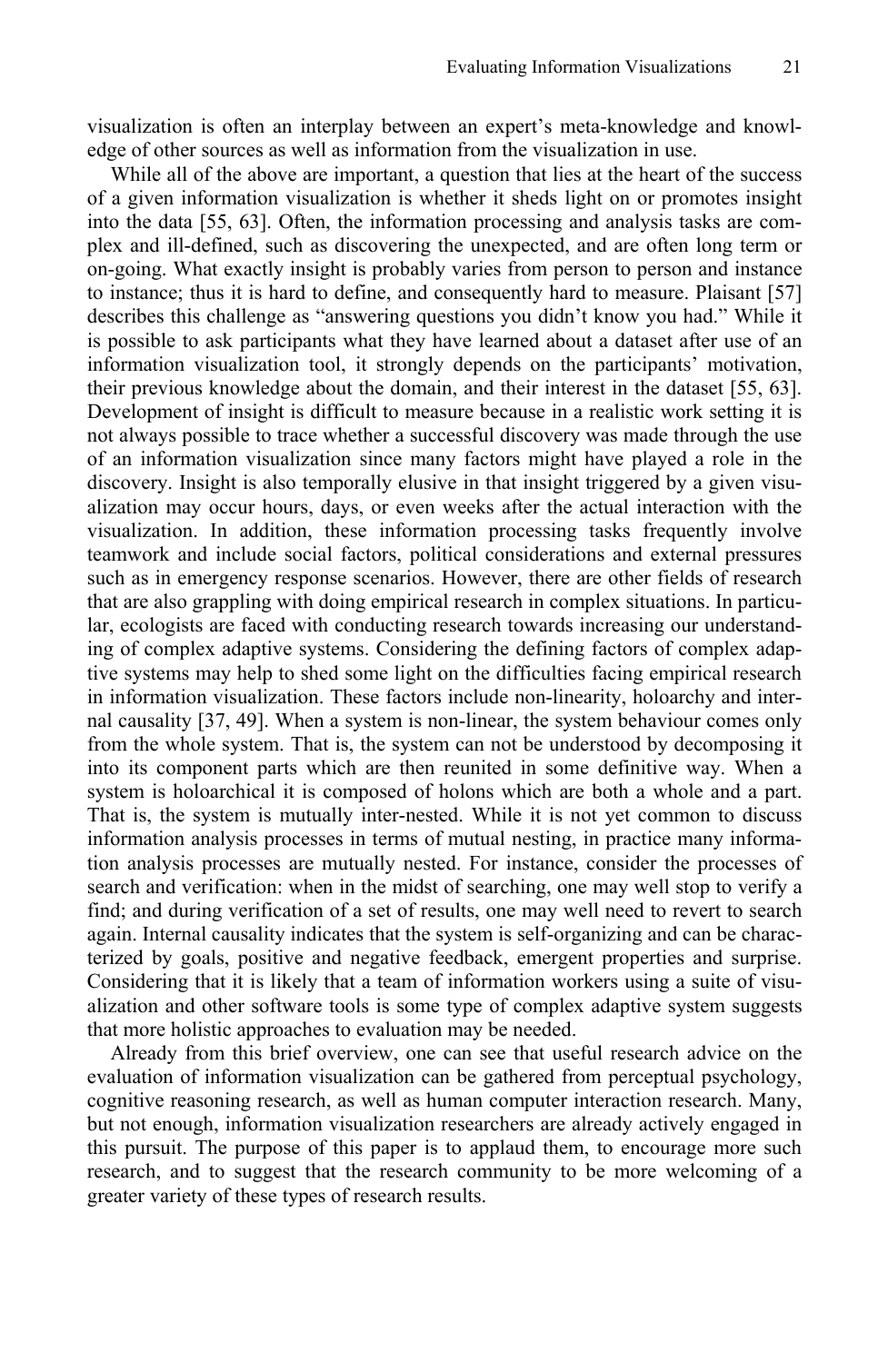visualization is often an interplay between an expert's meta-knowledge and knowledge of other sources as well as information from the visualization in use.

While all of the above are important, a question that lies at the heart of the success of a given information visualization is whether it sheds light on or promotes insight into the data [55, 63]. Often, the information processing and analysis tasks are complex and ill-defined, such as discovering the unexpected, and are often long term or on-going. What exactly insight is probably varies from person to person and instance to instance; thus it is hard to define, and consequently hard to measure. Plaisant [57] describes this challenge as "answering questions you didn't know you had." While it is possible to ask participants what they have learned about a dataset after use of an information visualization tool, it strongly depends on the participants' motivation, their previous knowledge about the domain, and their interest in the dataset [55, 63]. Development of insight is difficult to measure because in a realistic work setting it is not always possible to trace whether a successful discovery was made through the use of an information visualization since many factors might have played a role in the discovery. Insight is also temporally elusive in that insight triggered by a given visualization may occur hours, days, or even weeks after the actual interaction with the visualization. In addition, these information processing tasks frequently involve teamwork and include social factors, political considerations and external pressures such as in emergency response scenarios. However, there are other fields of research that are also grappling with doing empirical research in complex situations. In particular, ecologists are faced with conducting research towards increasing our understanding of complex adaptive systems. Considering the defining factors of complex adaptive systems may help to shed some light on the difficulties facing empirical research in information visualization. These factors include non-linearity, holoarchy and internal causality [37, 49]. When a system is non-linear, the system behaviour comes only from the whole system. That is, the system can not be understood by decomposing it into its component parts which are then reunited in some definitive way. When a system is holoarchical it is composed of holons which are both a whole and a part. That is, the system is mutually inter-nested. While it is not yet common to discuss information analysis processes in terms of mutual nesting, in practice many information analysis processes are mutually nested. For instance, consider the processes of search and verification: when in the midst of searching, one may well stop to verify a find; and during verification of a set of results, one may well need to revert to search again. Internal causality indicates that the system is self-organizing and can be characterized by goals, positive and negative feedback, emergent properties and surprise. Considering that it is likely that a team of information workers using a suite of visualization and other software tools is some type of complex adaptive system suggests that more holistic approaches to evaluation may be needed.

Already from this brief overview, one can see that useful research advice on the evaluation of information visualization can be gathered from perceptual psychology, cognitive reasoning research, as well as human computer interaction research. Many, but not enough, information visualization researchers are already actively engaged in this pursuit. The purpose of this paper is to applaud them, to encourage more such research, and to suggest that the research community to be more welcoming of a greater variety of these types of research results.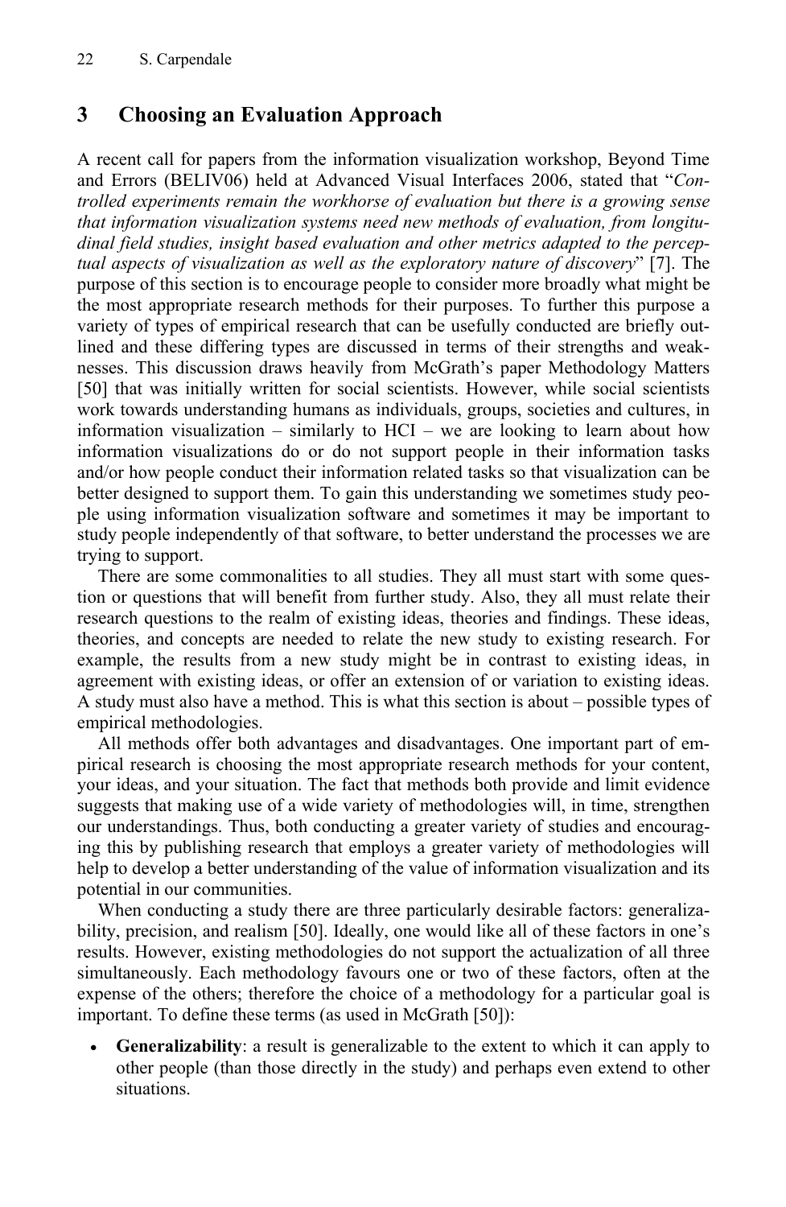## 3 Choosing an Evaluation Approach

A recent call for papers from the information visualization workshop, Beyond Time and Errors (BELIV06) held at Advanced Visual Interfaces 2006, stated that "*Controlled experiments remain the workhorse of evaluation but there is a growing sense that information visualization systems need new methods of evaluation, from longitudinal field studies, insight based evaluation and other metrics adapted to the perceptual aspects of visualization as well as the exploratory nature of discovery*" [7]. The purpose of this section is to encourage people to consider more broadly what might be the most appropriate research methods for their purposes. To further this purpose a variety of types of empirical research that can be usefully conducted are briefly outlined and these differing types are discussed in terms of their strengths and weaknesses. This discussion draws heavily from McGrath's paper Methodology Matters [50] that was initially written for social scientists. However, while social scientists work towards understanding humans as individuals, groups, societies and cultures, in information visualization – similarly to HCI – we are looking to learn about how information visualizations do or do not support people in their information tasks and/or how people conduct their information related tasks so that visualization can be better designed to support them. To gain this understanding we sometimes study people using information visualization software and sometimes it may be important to study people independently of that software, to better understand the processes we are trying to support.

There are some commonalities to all studies. They all must start with some question or questions that will benefit from further study. Also, they all must relate their research questions to the realm of existing ideas, theories and findings. These ideas, theories, and concepts are needed to relate the new study to existing research. For example, the results from a new study might be in contrast to existing ideas, in agreement with existing ideas, or offer an extension of or variation to existing ideas. A study must also have a method. This is what this section is about – possible types of empirical methodologies.

All methods offer both advantages and disadvantages. One important part of empirical research is choosing the most appropriate research methods for your content, your ideas, and your situation. The fact that methods both provide and limit evidence suggests that making use of a wide variety of methodologies will, in time, strengthen our understandings. Thus, both conducting a greater variety of studies and encouraging this by publishing research that employs a greater variety of methodologies will help to develop a better understanding of the value of information visualization and its potential in our communities.

When conducting a study there are three particularly desirable factors: generalizability, precision, and realism [50]. Ideally, one would like all of these factors in one's results. However, existing methodologies do not support the actualization of all three simultaneously. Each methodology favours one or two of these factors, often at the expense of the others; therefore the choice of a methodology for a particular goal is important. To define these terms (as used in McGrath [50]):

- **Generalizability**: a result is generalizable to the extent to which it can apply to other people (than those directly in the study) and perhaps even extend to other situations.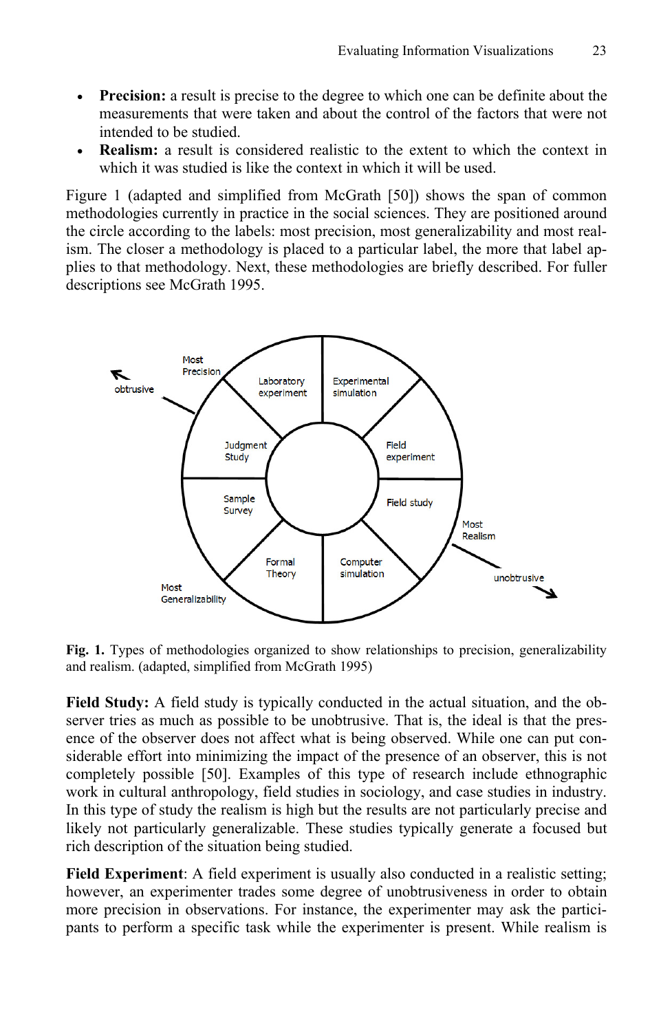- **Precision:** a result is precise to the degree to which one can be definite about the measurements that were taken and about the control of the factors that were not intended to be studied.
- **Realism:** a result is considered realistic to the extent to which the context in which it was studied is like the context in which it will be used.

Figure 1 (adapted and simplified from McGrath [50]) shows the span of common methodologies currently in practice in the social sciences. They are positioned around the circle according to the labels: most precision, most generalizability and most realism. The closer a methodology is placed to a particular label, the more that label applies to that methodology. Next, these methodologies are briefly described. For fuller descriptions see McGrath 1995.

**Fig. 1.** Types of methodologies organized to show relationships to precision, generalizability and realism. (adapted, simplified from McGrath 1995)

**Field Study:** A field study is typically conducted in the actual situation, and the observer tries as much as possible to be unobtrusive. That is, the ideal is that the presence of the observer does not affect what is being observed. While one can put considerable effort into minimizing the impact of the presence of an observer, this is not completely possible [50]. Examples of this type of research include ethnographic work in cultural anthropology, field studies in sociology, and case studies in industry. In this type of study the realism is high but the results are not particularly precise and likely not particularly generalizable. These studies typically generate a focused but rich description of the situation being studied.

**Field Experiment**: A field experiment is usually also conducted in a realistic setting; however, an experimenter trades some degree of unobtrusiveness in order to obtain more precision in observations. For instance, the experimenter may ask the participants to perform a specific task while the experimenter is present. While realism is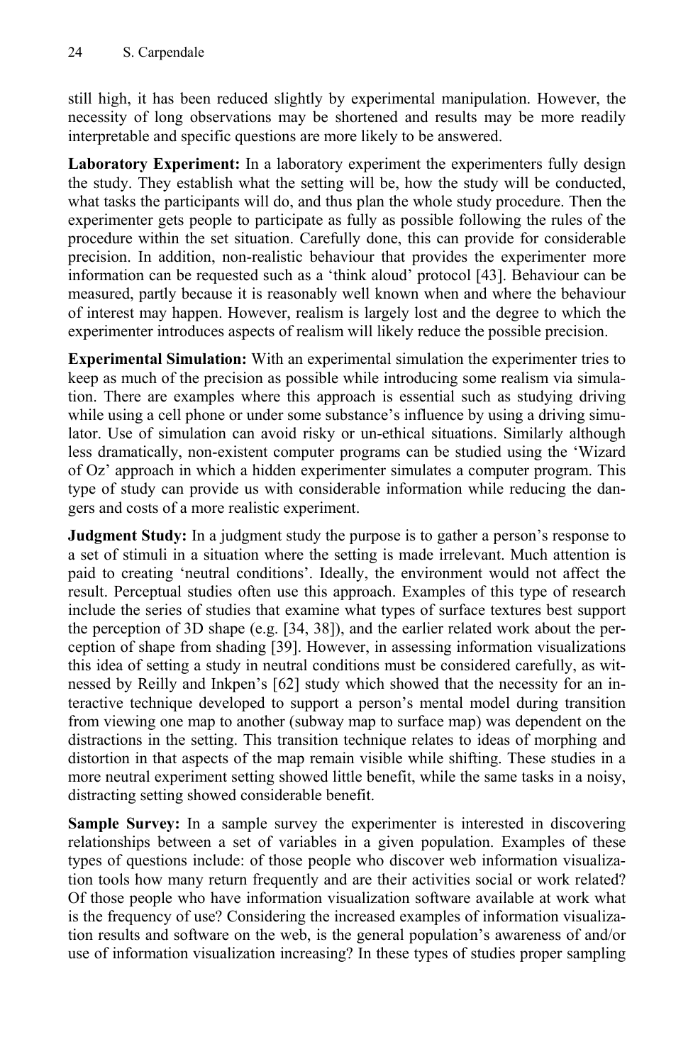still high, it has been reduced slightly by experimental manipulation. However, the necessity of long observations may be shortened and results may be more readily interpretable and specific questions are more likely to be answered.

**Laboratory Experiment:** In a laboratory experiment the experimenters fully design the study. They establish what the setting will be, how the study will be conducted, what tasks the participants will do, and thus plan the whole study procedure. Then the experimenter gets people to participate as fully as possible following the rules of the procedure within the set situation. Carefully done, this can provide for considerable precision. In addition, non-realistic behaviour that provides the experimenter more information can be requested such as a 'think aloud' protocol [43]. Behaviour can be measured, partly because it is reasonably well known when and where the behaviour of interest may happen. However, realism is largely lost and the degree to which the experimenter introduces aspects of realism will likely reduce the possible precision.

**Experimental Simulation:** With an experimental simulation the experimenter tries to keep as much of the precision as possible while introducing some realism via simulation. There are examples where this approach is essential such as studying driving while using a cell phone or under some substance's influence by using a driving simulator. Use of simulation can avoid risky or un-ethical situations. Similarly although less dramatically, non-existent computer programs can be studied using the 'Wizard of Oz' approach in which a hidden experimenter simulates a computer program. This type of study can provide us with considerable information while reducing the dangers and costs of a more realistic experiment.

**Judgment Study:** In a judgment study the purpose is to gather a person's response to a set of stimuli in a situation where the setting is made irrelevant. Much attention is paid to creating 'neutral conditions'. Ideally, the environment would not affect the result. Perceptual studies often use this approach. Examples of this type of research include the series of studies that examine what types of surface textures best support the perception of 3D shape (e.g. [34, 38]), and the earlier related work about the perception of shape from shading [39]. However, in assessing information visualizations this idea of setting a study in neutral conditions must be considered carefully, as witnessed by Reilly and Inkpen's [62] study which showed that the necessity for an interactive technique developed to support a person's mental model during transition from viewing one map to another (subway map to surface map) was dependent on the distractions in the setting. This transition technique relates to ideas of morphing and distortion in that aspects of the map remain visible while shifting. These studies in a more neutral experiment setting showed little benefit, while the same tasks in a noisy, distracting setting showed considerable benefit.

**Sample Survey:** In a sample survey the experimenter is interested in discovering relationships between a set of variables in a given population. Examples of these types of questions include: of those people who discover web information visualization tools how many return frequently and are their activities social or work related? Of those people who have information visualization software available at work what is the frequency of use? Considering the increased examples of information visualization results and software on the web, is the general population's awareness of and/or use of information visualization increasing? In these types of studies proper sampling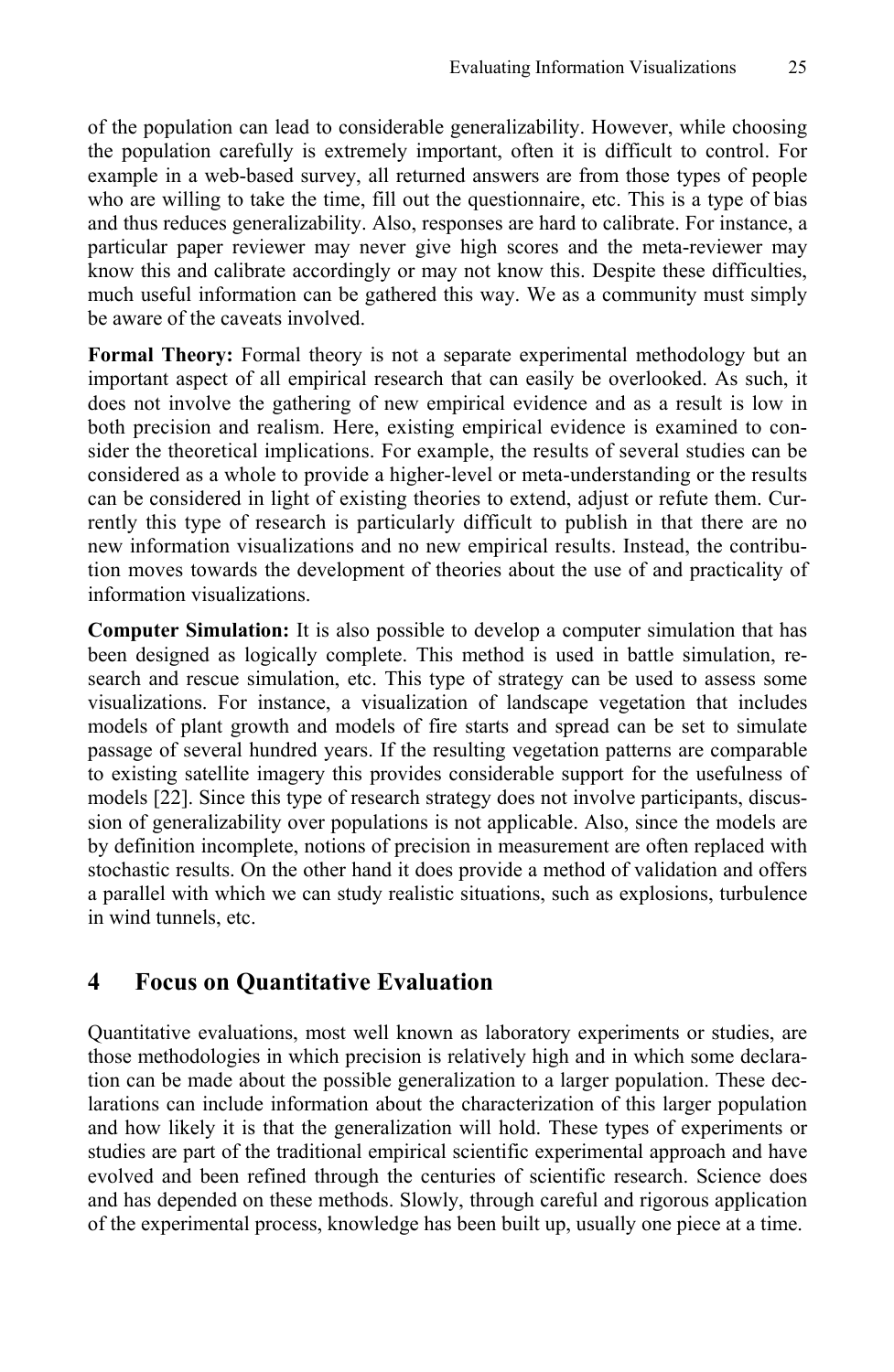of the population can lead to considerable generalizability. However, while choosing the population carefully is extremely important, often it is difficult to control. For example in a web-based survey, all returned answers are from those types of people who are willing to take the time, fill out the questionnaire, etc. This is a type of bias and thus reduces generalizability. Also, responses are hard to calibrate. For instance, a particular paper reviewer may never give high scores and the meta-reviewer may know this and calibrate accordingly or may not know this. Despite these difficulties, much useful information can be gathered this way. We as a community must simply be aware of the caveats involved.

**Formal Theory:** Formal theory is not a separate experimental methodology but an important aspect of all empirical research that can easily be overlooked. As such, it does not involve the gathering of new empirical evidence and as a result is low in both precision and realism. Here, existing empirical evidence is examined to consider the theoretical implications. For example, the results of several studies can be considered as a whole to provide a higher-level or meta-understanding or the results can be considered in light of existing theories to extend, adjust or refute them. Currently this type of research is particularly difficult to publish in that there are no new information visualizations and no new empirical results. Instead, the contribution moves towards the development of theories about the use of and practicality of information visualizations.

**Computer Simulation:** It is also possible to develop a computer simulation that has been designed as logically complete. This method is used in battle simulation, research and rescue simulation, etc. This type of strategy can be used to assess some visualizations. For instance, a visualization of landscape vegetation that includes models of plant growth and models of fire starts and spread can be set to simulate passage of several hundred years. If the resulting vegetation patterns are comparable to existing satellite imagery this provides considerable support for the usefulness of models [22]. Since this type of research strategy does not involve participants, discussion of generalizability over populations is not applicable. Also, since the models are by definition incomplete, notions of precision in measurement are often replaced with stochastic results. On the other hand it does provide a method of validation and offers a parallel with which we can study realistic situations, such as explosions, turbulence in wind tunnels, etc.

## 4 Focus on Quantitative Evaluation

Quantitative evaluations, most well known as laboratory experiments or studies, are those methodologies in which precision is relatively high and in which some declaration can be made about the possible generalization to a larger population. These declarations can include information about the characterization of this larger population and how likely it is that the generalization will hold. These types of experiments or studies are part of the traditional empirical scientific experimental approach and have evolved and been refined through the centuries of scientific research. Science does and has depended on these methods. Slowly, through careful and rigorous application of the experimental process, knowledge has been built up, usually one piece at a time.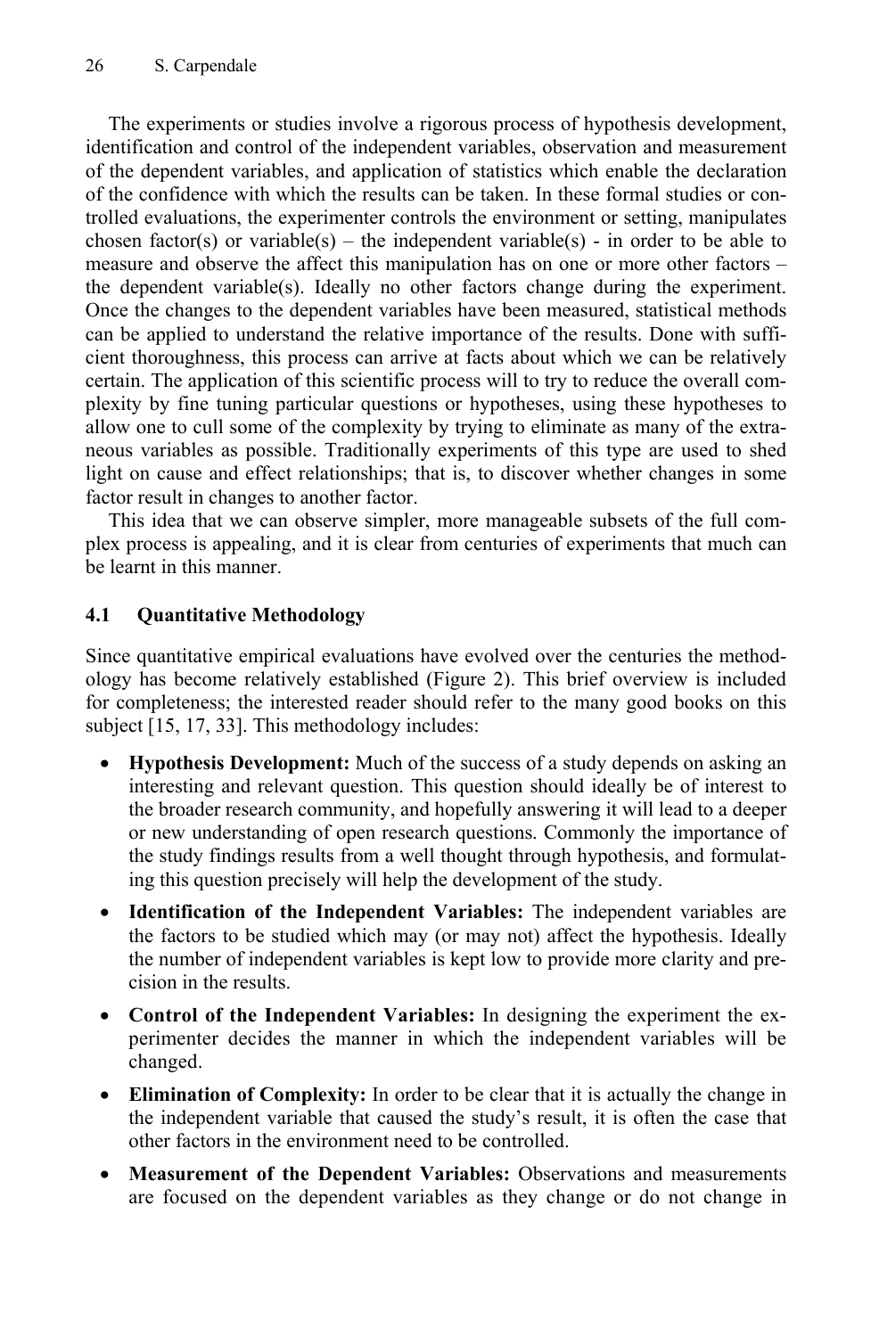The experiments or studies involve a rigorous process of hypothesis development, identification and control of the independent variables, observation and measurement of the dependent variables, and application of statistics which enable the declaration of the confidence with which the results can be taken. In these formal studies or controlled evaluations, the experimenter controls the environment or setting, manipulates chosen factor(s) or variable(s) – the independent variable(s) - in order to be able to measure and observe the affect this manipulation has on one or more other factors – the dependent variable(s). Ideally no other factors change during the experiment. Once the changes to the dependent variables have been measured, statistical methods can be applied to understand the relative importance of the results. Done with sufficient thoroughness, this process can arrive at facts about which we can be relatively certain. The application of this scientific process will to try to reduce the overall complexity by fine tuning particular questions or hypotheses, using these hypotheses to allow one to cull some of the complexity by trying to eliminate as many of the extraneous variables as possible. Traditionally experiments of this type are used to shed light on cause and effect relationships; that is, to discover whether changes in some factor result in changes to another factor.

This idea that we can observe simpler, more manageable subsets of the full complex process is appealing, and it is clear from centuries of experiments that much can be learnt in this manner.

### 4.1 Quantitative Methodology

Since quantitative empirical evaluations have evolved over the centuries the methodology has become relatively established (Figure 2). This brief overview is included for completeness; the interested reader should refer to the many good books on this subject [15, 17, 33]. This methodology includes:

- **Hypothesis Development:** Much of the success of a study depends on asking an interesting and relevant question. This question should ideally be of interest to the broader research community, and hopefully answering it will lead to a deeper or new understanding of open research questions. Commonly the importance of the study findings results from a well thought through hypothesis, and formulating this question precisely will help the development of the study.
- **Identification of the Independent Variables:** The independent variables are the factors to be studied which may (or may not) affect the hypothesis. Ideally the number of independent variables is kept low to provide more clarity and precision in the results.
- **Control of the Independent Variables:** In designing the experiment the experimenter decides the manner in which the independent variables will be changed.
- **Elimination of Complexity:** In order to be clear that it is actually the change in the independent variable that caused the study's result, it is often the case that other factors in the environment need to be controlled.
- **Measurement of the Dependent Variables:** Observations and measurements are focused on the dependent variables as they change or do not change in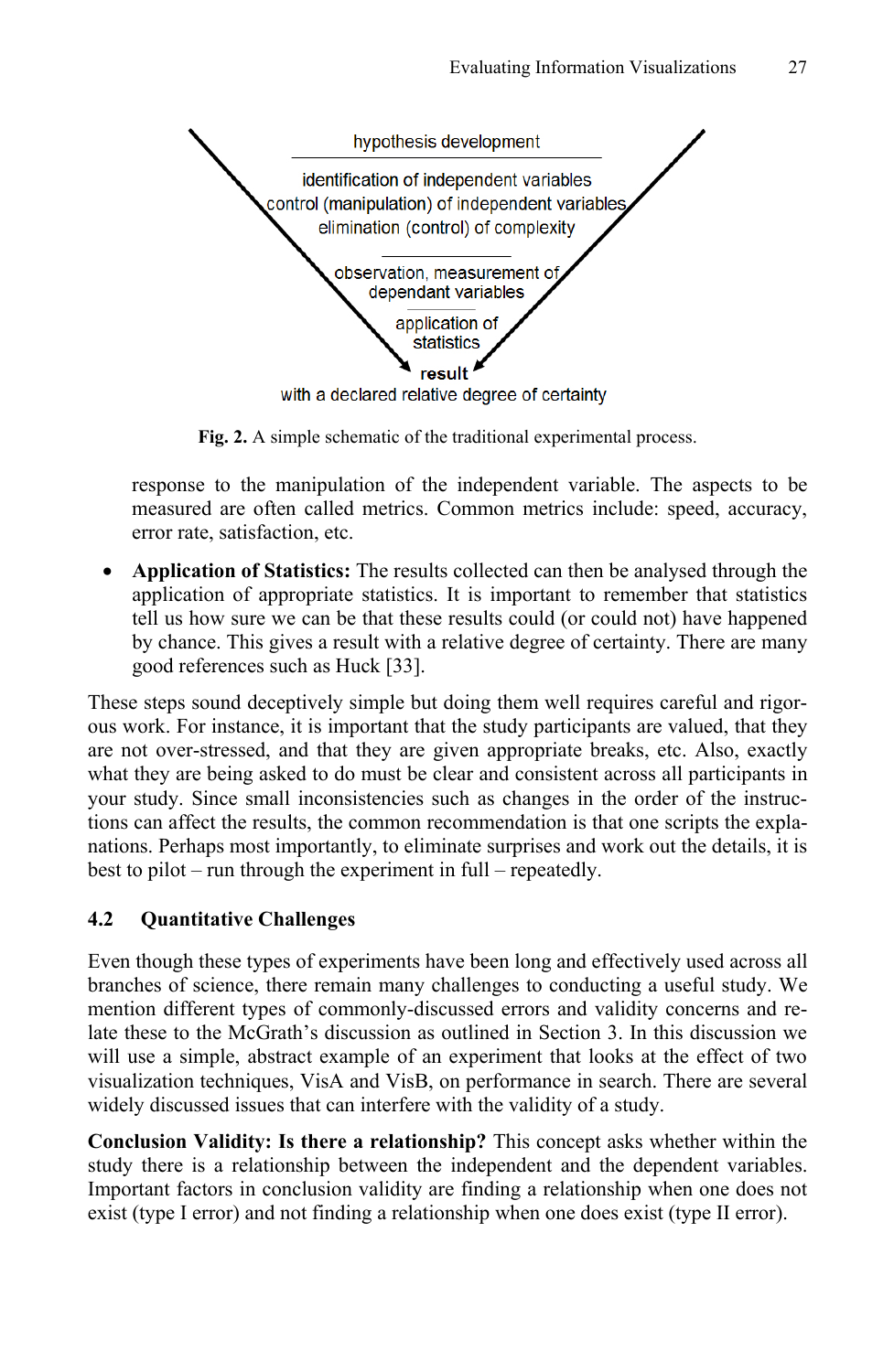hypothesis development

identification of independent variables
control (manipulation) of independent variables
elimination (control) of complexity

observation, measurement of
dependant variables

application of
statistics

result
with a declared relative degree of certainty

**Fig. 2.** A simple schematic of the traditional experimental process.

response to the manipulation of the independent variable. The aspects to be measured are often called metrics. Common metrics include: speed, accuracy, error rate, satisfaction, etc.

- **Application of Statistics:** The results collected can then be analysed through the application of appropriate statistics. It is important to remember that statistics tell us how sure we can be that these results could (or could not) have happened by chance. This gives a result with a relative degree of certainty. There are many good references such as Huck [33].

These steps sound deceptively simple but doing them well requires careful and rigorous work. For instance, it is important that the study participants are valued, that they are not over-stressed, and that they are given appropriate breaks, etc. Also, exactly what they are being asked to do must be clear and consistent across all participants in your study. Since small inconsistencies such as changes in the order of the instructions can affect the results, the common recommendation is that one scripts the explanations. Perhaps most importantly, to eliminate surprises and work out the details, it is best to pilot – run through the experiment in full – repeatedly.

### 4.2 Quantitative Challenges

Even though these types of experiments have been long and effectively used across all branches of science, there remain many challenges to conducting a useful study. We mention different types of commonly-discussed errors and validity concerns and relate these to the McGrath's discussion as outlined in Section 3. In this discussion we will use a simple, abstract example of an experiment that looks at the effect of two visualization techniques, VisA and VisB, on performance in search. There are several widely discussed issues that can interfere with the validity of a study.

**Conclusion Validity: Is there a relationship?** This concept asks whether within the study there is a relationship between the independent and the dependent variables. Important factors in conclusion validity are finding a relationship when one does not exist (type I error) and not finding a relationship when one does exist (type II error).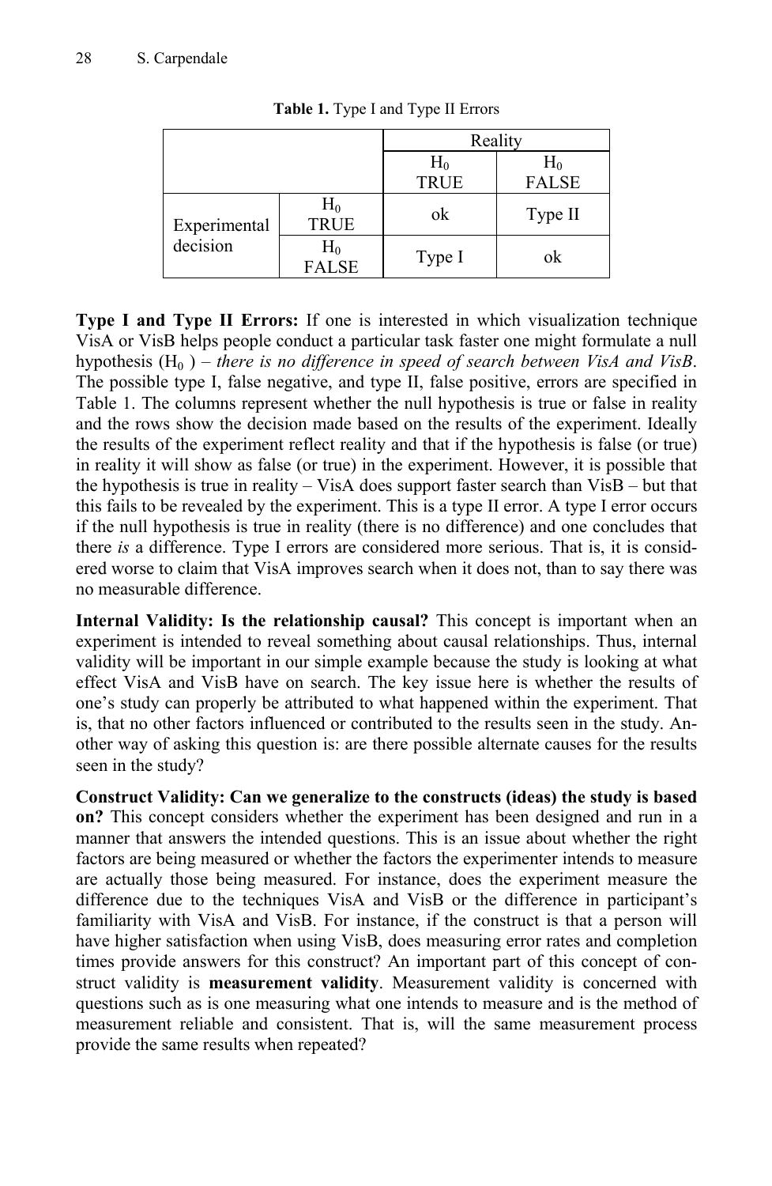**Table 1.** Type I and Type II Errors

| | | Reality | |
|---|---|---|---|
| | | $H_0$ TRUE | $H_0$ FALSE |
| Experimental decision | $H_0$ TRUE | ok | Type II |
| | $H_0$ FALSE | Type I | ok |

**Type I and Type II Errors:** If one is interested in which visualization technique VisA or VisB helps people conduct a particular task faster one might formulate a null hypothesis ($H_0$ ) – *there is no difference in speed of search between VisA and VisB*. The possible type I, false negative, and type II, false positive, errors are specified in Table 1. The columns represent whether the null hypothesis is true or false in reality and the rows show the decision made based on the results of the experiment. Ideally the results of the experiment reflect reality and that if the hypothesis is false (or true) in reality it will show as false (or true) in the experiment. However, it is possible that the hypothesis is true in reality – VisA does support faster search than VisB – but that this fails to be revealed by the experiment. This is a type II error. A type I error occurs if the null hypothesis is true in reality (there is no difference) and one concludes that there *is* a difference. Type I errors are considered more serious. That is, it is considered worse to claim that VisA improves search when it does not, than to say there was no measurable difference.

**Internal Validity: Is the relationship causal?** This concept is important when an experiment is intended to reveal something about causal relationships. Thus, internal validity will be important in our simple example because the study is looking at what effect VisA and VisB have on search. The key issue here is whether the results of one's study can properly be attributed to what happened within the experiment. That is, that no other factors influenced or contributed to the results seen in the study. Another way of asking this question is: are there possible alternate causes for the results seen in the study?

**Construct Validity: Can we generalize to the constructs (ideas) the study is based on?** This concept considers whether the experiment has been designed and run in a manner that answers the intended questions. This is an issue about whether the right factors are being measured or whether the factors the experimenter intends to measure are actually those being measured. For instance, does the experiment measure the difference due to the techniques VisA and VisB or the difference in participant's familiarity with VisA and VisB. For instance, if the construct is that a person will have higher satisfaction when using VisB, does measuring error rates and completion times provide answers for this construct? An important part of this concept of construct validity is **measurement validity**. Measurement validity is concerned with questions such as is one measuring what one intends to measure and is the method of measurement reliable and consistent. That is, will the same measurement process provide the same results when repeated?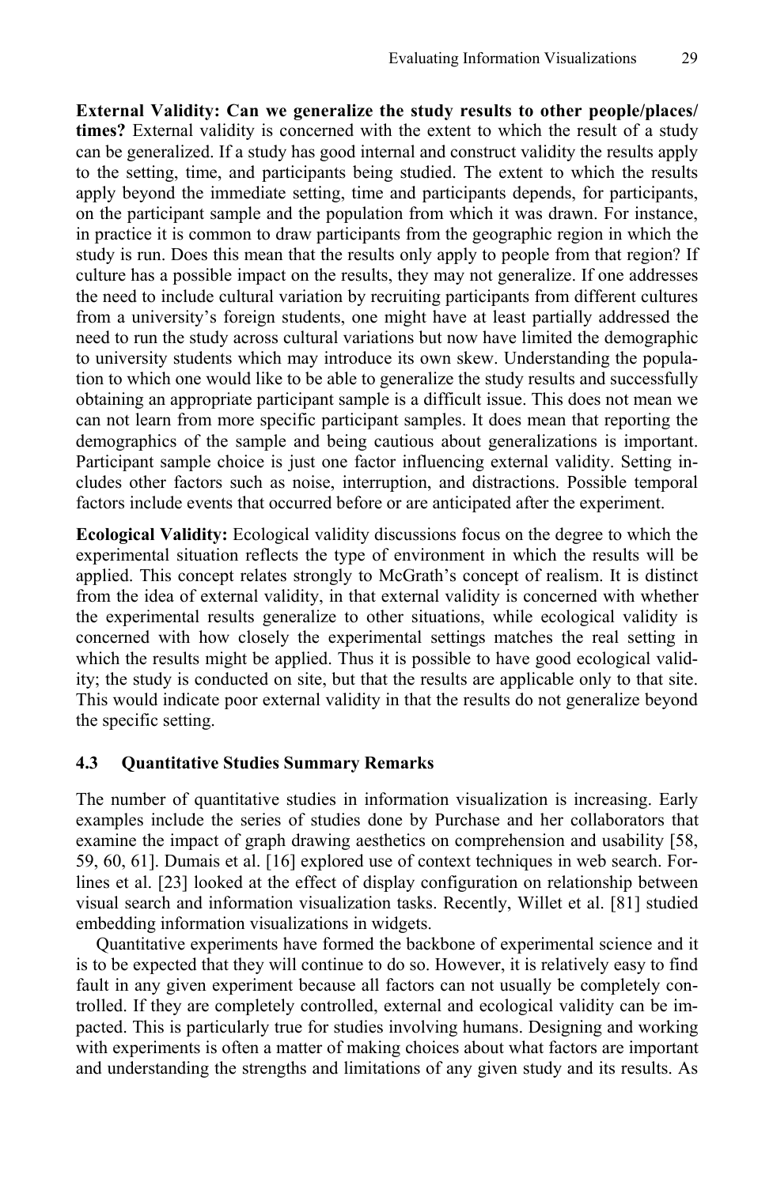**External Validity: Can we generalize the study results to other people/places/times?** External validity is concerned with the extent to which the result of a study can be generalized. If a study has good internal and construct validity the results apply to the setting, time, and participants being studied. The extent to which the results apply beyond the immediate setting, time and participants depends, for participants, on the participant sample and the population from which it was drawn. For instance, in practice it is common to draw participants from the geographic region in which the study is run. Does this mean that the results only apply to people from that region? If culture has a possible impact on the results, they may not generalize. If one addresses the need to include cultural variation by recruiting participants from different cultures from a university's foreign students, one might have at least partially addressed the need to run the study across cultural variations but now have limited the demographic to university students which may introduce its own skew. Understanding the population to which one would like to be able to generalize the study results and successfully obtaining an appropriate participant sample is a difficult issue. This does not mean we can not learn from more specific participant samples. It does mean that reporting the demographics of the sample and being cautious about generalizations is important. Participant sample choice is just one factor influencing external validity. Setting includes other factors such as noise, interruption, and distractions. Possible temporal factors include events that occurred before or are anticipated after the experiment.

**Ecological Validity:** Ecological validity discussions focus on the degree to which the experimental situation reflects the type of environment in which the results will be applied. This concept relates strongly to McGrath's concept of realism. It is distinct from the idea of external validity, in that external validity is concerned with whether the experimental results generalize to other situations, while ecological validity is concerned with how closely the experimental settings matches the real setting in which the results might be applied. Thus it is possible to have good ecological validity; the study is conducted on site, but that the results are applicable only to that site. This would indicate poor external validity in that the results do not generalize beyond the specific setting.

### 4.3 Quantitative Studies Summary Remarks

The number of quantitative studies in information visualization is increasing. Early examples include the series of studies done by Purchase and her collaborators that examine the impact of graph drawing aesthetics on comprehension and usability [58, 59, 60, 61]. Dumais et al. [16] explored use of context techniques in web search. Forlines et al. [23] looked at the effect of display configuration on relationship between visual search and information visualization tasks. Recently, Willet et al. [81] studied embedding information visualizations in widgets.

Quantitative experiments have formed the backbone of experimental science and it is to be expected that they will continue to do so. However, it is relatively easy to find fault in any given experiment because all factors can not usually be completely controlled. If they are completely controlled, external and ecological validity can be impacted. This is particularly true for studies involving humans. Designing and working with experiments is often a matter of making choices about what factors are important and understanding the strengths and limitations of any given study and its results. As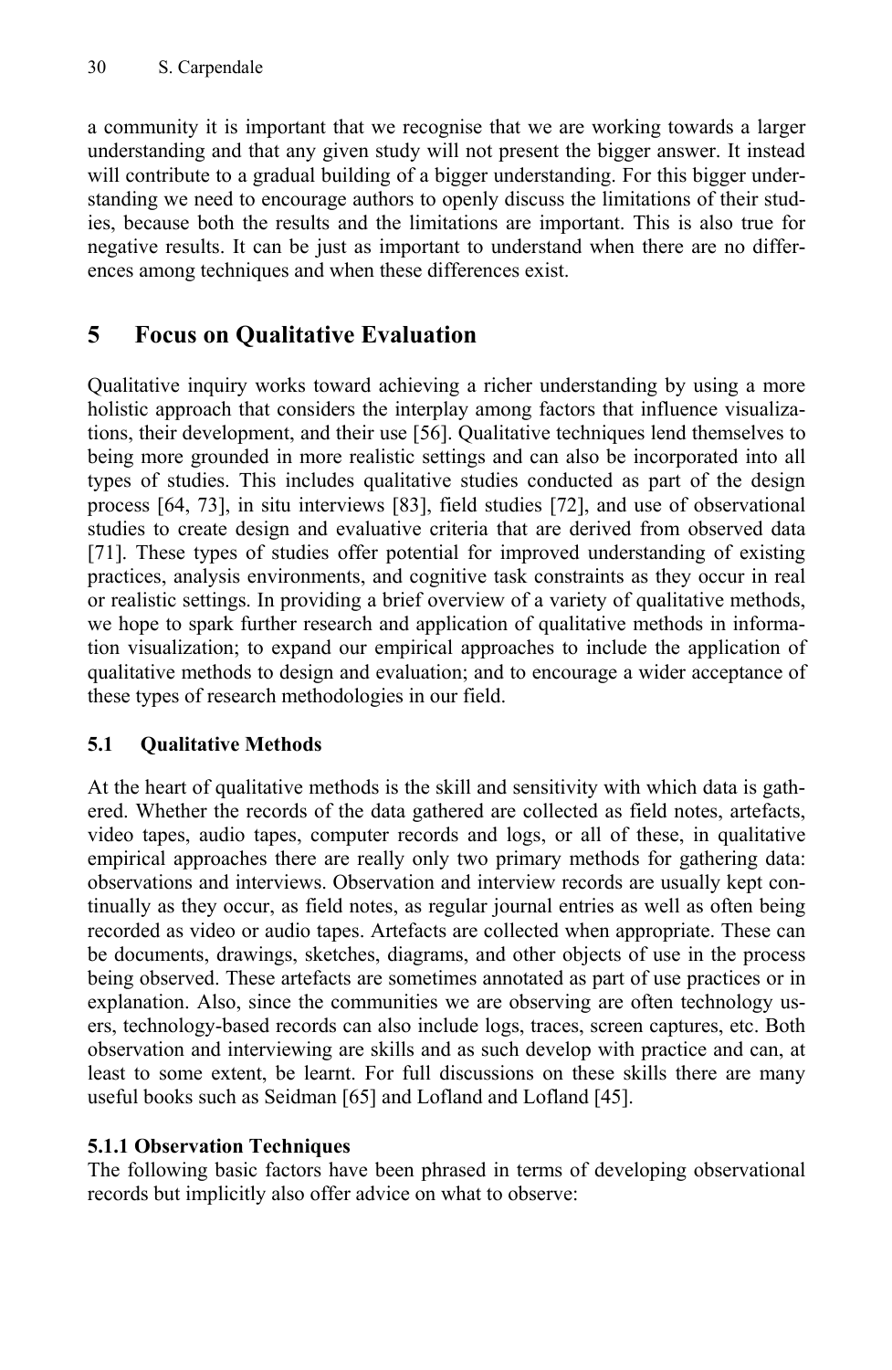a community it is important that we recognise that we are working towards a larger understanding and that any given study will not present the bigger answer. It instead will contribute to a gradual building of a bigger understanding. For this bigger understanding we need to encourage authors to openly discuss the limitations of their studies, because both the results and the limitations are important. This is also true for negative results. It can be just as important to understand when there are no differences among techniques and when these differences exist.

# 5 Focus on Qualitative Evaluation

Qualitative inquiry works toward achieving a richer understanding by using a more holistic approach that considers the interplay among factors that influence visualizations, their development, and their use [56]. Qualitative techniques lend themselves to being more grounded in more realistic settings and can also be incorporated into all types of studies. This includes qualitative studies conducted as part of the design process [64, 73], in situ interviews [83], field studies [72], and use of observational studies to create design and evaluative criteria that are derived from observed data [71]. These types of studies offer potential for improved understanding of existing practices, analysis environments, and cognitive task constraints as they occur in real or realistic settings. In providing a brief overview of a variety of qualitative methods, we hope to spark further research and application of qualitative methods in information visualization; to expand our empirical approaches to include the application of qualitative methods to design and evaluation; and to encourage a wider acceptance of these types of research methodologies in our field.

## 5.1 Qualitative Methods

At the heart of qualitative methods is the skill and sensitivity with which data is gathered. Whether the records of the data gathered are collected as field notes, artefacts, video tapes, audio tapes, computer records and logs, or all of these, in qualitative empirical approaches there are really only two primary methods for gathering data: observations and interviews. Observation and interview records are usually kept continually as they occur, as field notes, as regular journal entries as well as often being recorded as video or audio tapes. Artefacts are collected when appropriate. These can be documents, drawings, sketches, diagrams, and other objects of use in the process being observed. These artefacts are sometimes annotated as part of use practices or in explanation. Also, since the communities we are observing are often technology users, technology-based records can also include logs, traces, screen captures, etc. Both observation and interviewing are skills and as such develop with practice and can, at least to some extent, be learnt. For full discussions on these skills there are many useful books such as Seidman [65] and Lofland and Lofland [45].

### 5.1.1 Observation Techniques

The following basic factors have been phrased in terms of developing observational records but implicitly also offer advice on what to observe: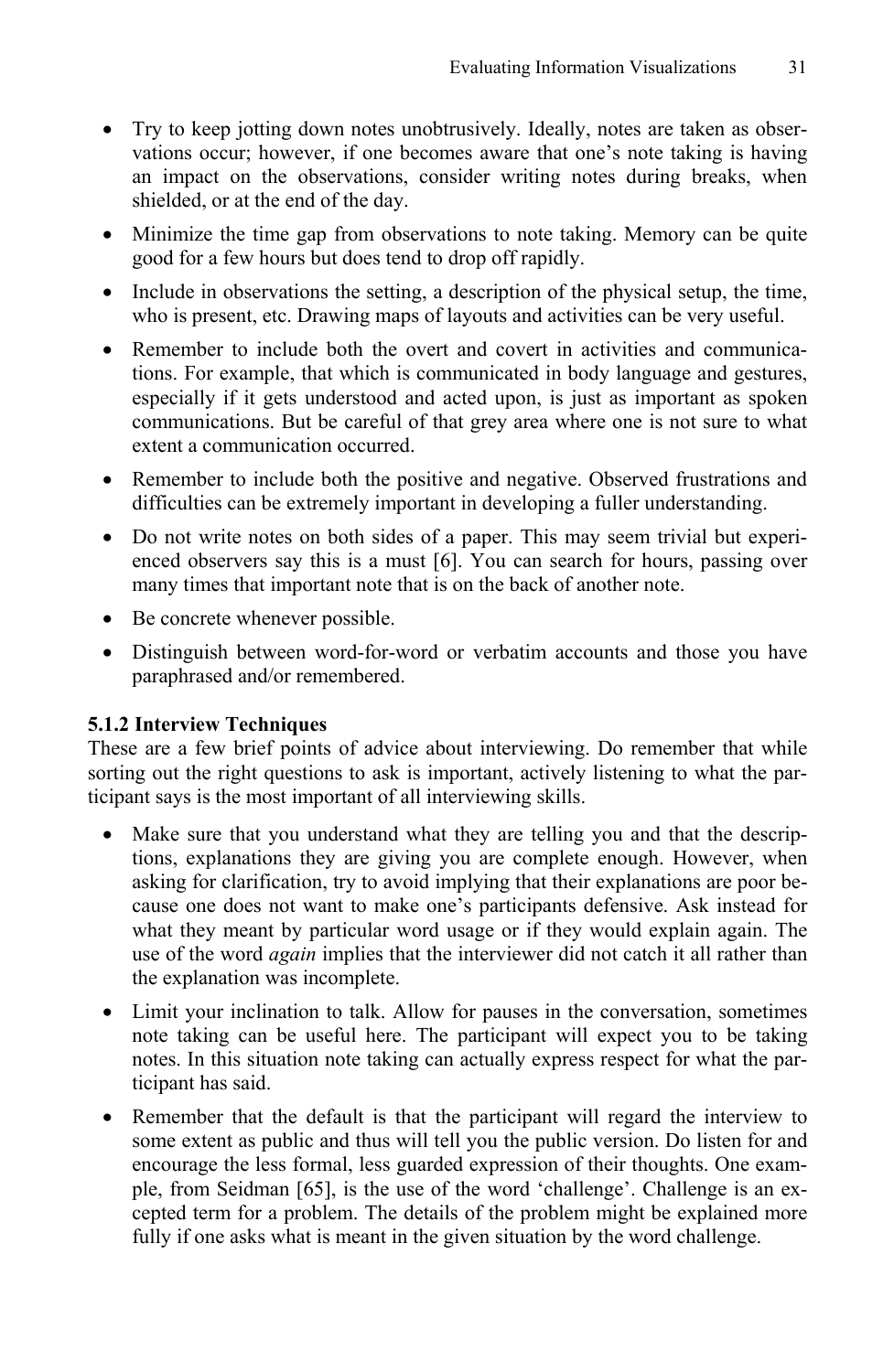- Try to keep jotting down notes unobtrusively. Ideally, notes are taken as observations occur; however, if one becomes aware that one's note taking is having an impact on the observations, consider writing notes during breaks, when shielded, or at the end of the day.
- Minimize the time gap from observations to note taking. Memory can be quite good for a few hours but does tend to drop off rapidly.
- Include in observations the setting, a description of the physical setup, the time, who is present, etc. Drawing maps of layouts and activities can be very useful.
- Remember to include both the overt and covert in activities and communications. For example, that which is communicated in body language and gestures, especially if it gets understood and acted upon, is just as important as spoken communications. But be careful of that grey area where one is not sure to what extent a communication occurred.
- Remember to include both the positive and negative. Observed frustrations and difficulties can be extremely important in developing a fuller understanding.
- Do not write notes on both sides of a paper. This may seem trivial but experienced observers say this is a must [6]. You can search for hours, passing over many times that important note that is on the back of another note.
- Be concrete whenever possible.
- Distinguish between word-for-word or verbatim accounts and those you have paraphrased and/or remembered.

### 5.1.2 Interview Techniques

These are a few brief points of advice about interviewing. Do remember that while sorting out the right questions to ask is important, actively listening to what the participant says is the most important of all interviewing skills.

- Make sure that you understand what they are telling you and that the descriptions, explanations they are giving you are complete enough. However, when asking for clarification, try to avoid implying that their explanations are poor because one does not want to make one's participants defensive. Ask instead for what they meant by particular word usage or if they would explain again. The use of the word *again* implies that the interviewer did not catch it all rather than the explanation was incomplete.
- Limit your inclination to talk. Allow for pauses in the conversation, sometimes note taking can be useful here. The participant will expect you to be taking notes. In this situation note taking can actually express respect for what the participant has said.
- Remember that the default is that the participant will regard the interview to some extent as public and thus will tell you the public version. Do listen for and encourage the less formal, less guarded expression of their thoughts. One example, from Seidman [65], is the use of the word 'challenge'. Challenge is an excepted term for a problem. The details of the problem might be explained more fully if one asks what is meant in the given situation by the word challenge.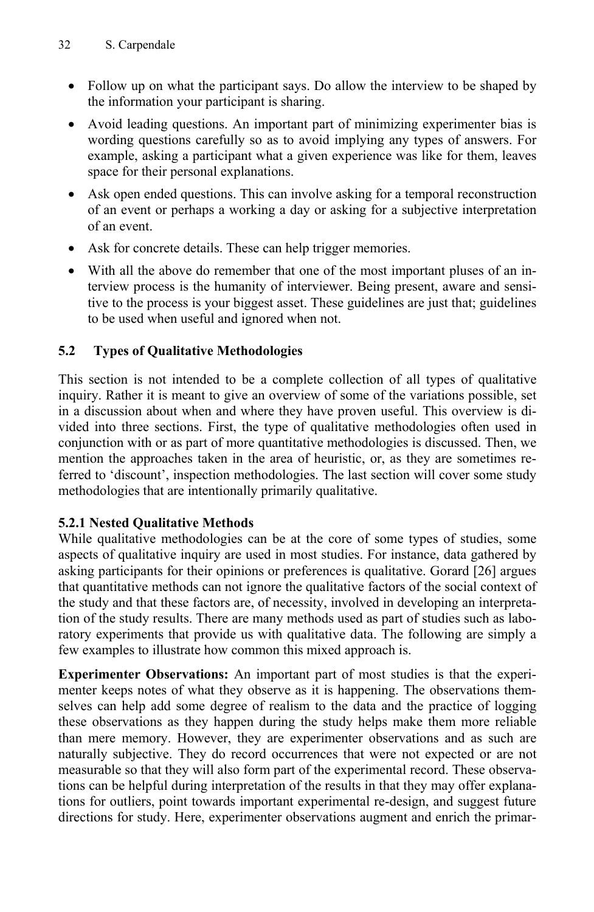- Follow up on what the participant says. Do allow the interview to be shaped by the information your participant is sharing.
- Avoid leading questions. An important part of minimizing experimenter bias is wording questions carefully so as to avoid implying any types of answers. For example, asking a participant what a given experience was like for them, leaves space for their personal explanations.
- Ask open ended questions. This can involve asking for a temporal reconstruction of an event or perhaps a working a day or asking for a subjective interpretation of an event.
- Ask for concrete details. These can help trigger memories.
- With all the above do remember that one of the most important pluses of an interview process is the humanity of interviewer. Being present, aware and sensitive to the process is your biggest asset. These guidelines are just that; guidelines to be used when useful and ignored when not.

## 5.2 Types of Qualitative Methodologies

This section is not intended to be a complete collection of all types of qualitative inquiry. Rather it is meant to give an overview of some of the variations possible, set in a discussion about when and where they have proven useful. This overview is divided into three sections. First, the type of qualitative methodologies often used in conjunction with or as part of more quantitative methodologies is discussed. Then, we mention the approaches taken in the area of heuristic, or, as they are sometimes referred to 'discount', inspection methodologies. The last section will cover some study methodologies that are intentionally primarily qualitative.

### 5.2.1 Nested Qualitative Methods

While qualitative methodologies can be at the core of some types of studies, some aspects of qualitative inquiry are used in most studies. For instance, data gathered by asking participants for their opinions or preferences is qualitative. Gorard [26] argues that quantitative methods can not ignore the qualitative factors of the social context of the study and that these factors are, of necessity, involved in developing an interpretation of the study results. There are many methods used as part of studies such as laboratory experiments that provide us with qualitative data. The following are simply a few examples to illustrate how common this mixed approach is.

**Experimenter Observations:** An important part of most studies is that the experimenter keeps notes of what they observe as it is happening. The observations themselves can help add some degree of realism to the data and the practice of logging these observations as they happen during the study helps make them more reliable than mere memory. However, they are experimenter observations and as such are naturally subjective. They do record occurrences that were not expected or are not measurable so that they will also form part of the experimental record. These observations can be helpful during interpretation of the results in that they may offer explanations for outliers, point towards important experimental re-design, and suggest future directions for study. Here, experimenter observations augment and enrich the primar-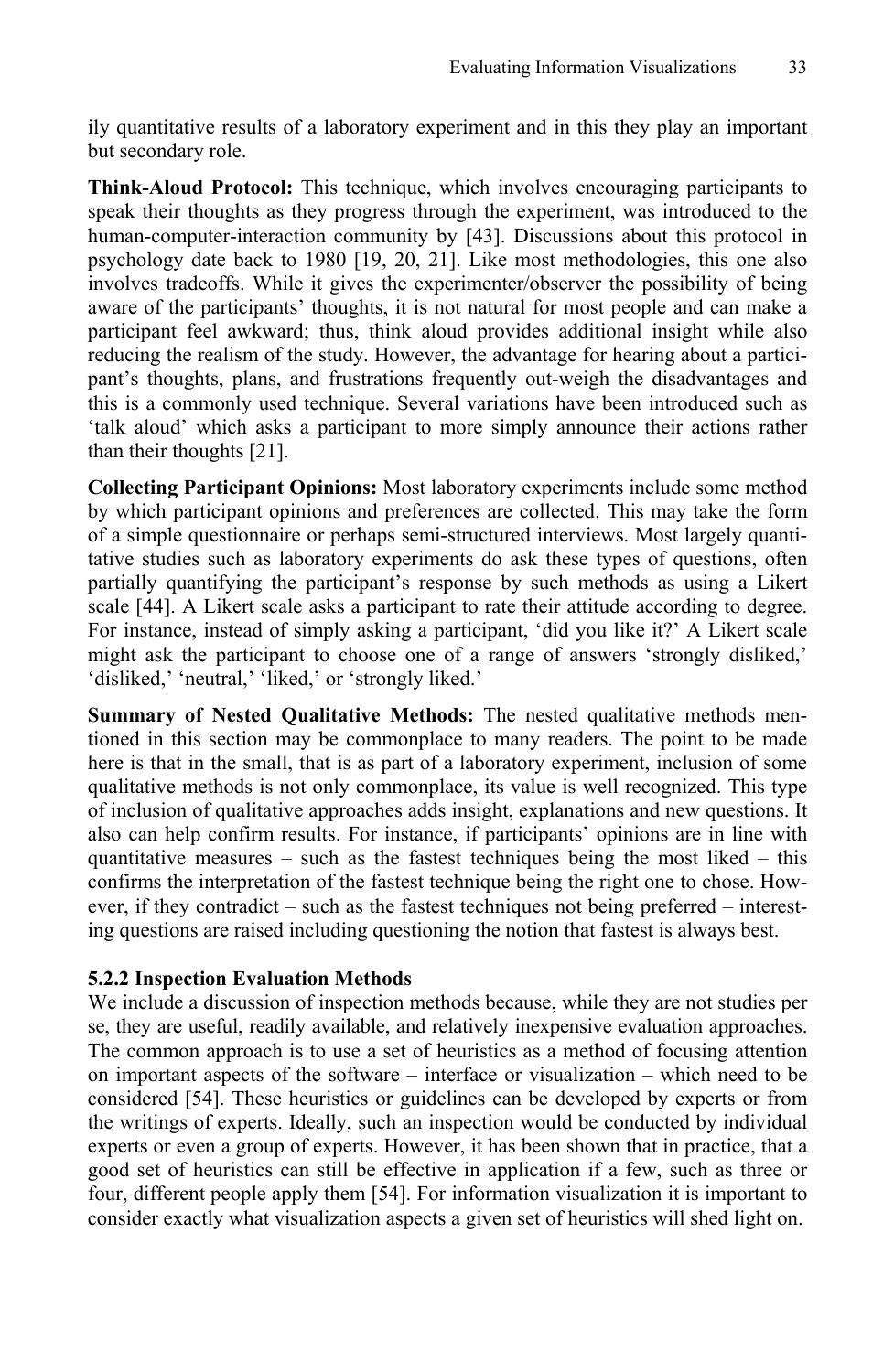ily quantitative results of a laboratory experiment and in this they play an important but secondary role.

**Think-Aloud Protocol:** This technique, which involves encouraging participants to speak their thoughts as they progress through the experiment, was introduced to the human-computer-interaction community by [43]. Discussions about this protocol in psychology date back to 1980 [19, 20, 21]. Like most methodologies, this one also involves tradeoffs. While it gives the experimenter/observer the possibility of being aware of the participants' thoughts, it is not natural for most people and can make a participant feel awkward; thus, think aloud provides additional insight while also reducing the realism of the study. However, the advantage for hearing about a participant's thoughts, plans, and frustrations frequently out-weigh the disadvantages and this is a commonly used technique. Several variations have been introduced such as 'talk aloud' which asks a participant to more simply announce their actions rather than their thoughts [21].

**Collecting Participant Opinions:** Most laboratory experiments include some method by which participant opinions and preferences are collected. This may take the form of a simple questionnaire or perhaps semi-structured interviews. Most largely quantitative studies such as laboratory experiments do ask these types of questions, often partially quantifying the participant's response by such methods as using a Likert scale [44]. A Likert scale asks a participant to rate their attitude according to degree. For instance, instead of simply asking a participant, 'did you like it?' A Likert scale might ask the participant to choose one of a range of answers 'strongly disliked,' 'disliked,' 'neutral,' 'liked,' or 'strongly liked.'

**Summary of Nested Qualitative Methods:** The nested qualitative methods mentioned in this section may be commonplace to many readers. The point to be made here is that in the small, that is as part of a laboratory experiment, inclusion of some qualitative methods is not only commonplace, its value is well recognized. This type of inclusion of qualitative approaches adds insight, explanations and new questions. It also can help confirm results. For instance, if participants' opinions are in line with quantitative measures – such as the fastest techniques being the most liked – this confirms the interpretation of the fastest technique being the right one to chose. However, if they contradict – such as the fastest techniques not being preferred – interesting questions are raised including questioning the notion that fastest is always best.

### 5.2.2 Inspection Evaluation Methods

We include a discussion of inspection methods because, while they are not studies per se, they are useful, readily available, and relatively inexpensive evaluation approaches. The common approach is to use a set of heuristics as a method of focusing attention on important aspects of the software – interface or visualization – which need to be considered [54]. These heuristics or guidelines can be developed by experts or from the writings of experts. Ideally, such an inspection would be conducted by individual experts or even a group of experts. However, it has been shown that in practice, that a good set of heuristics can still be effective in application if a few, such as three or four, different people apply them [54]. For information visualization it is important to consider exactly what visualization aspects a given set of heuristics will shed light on.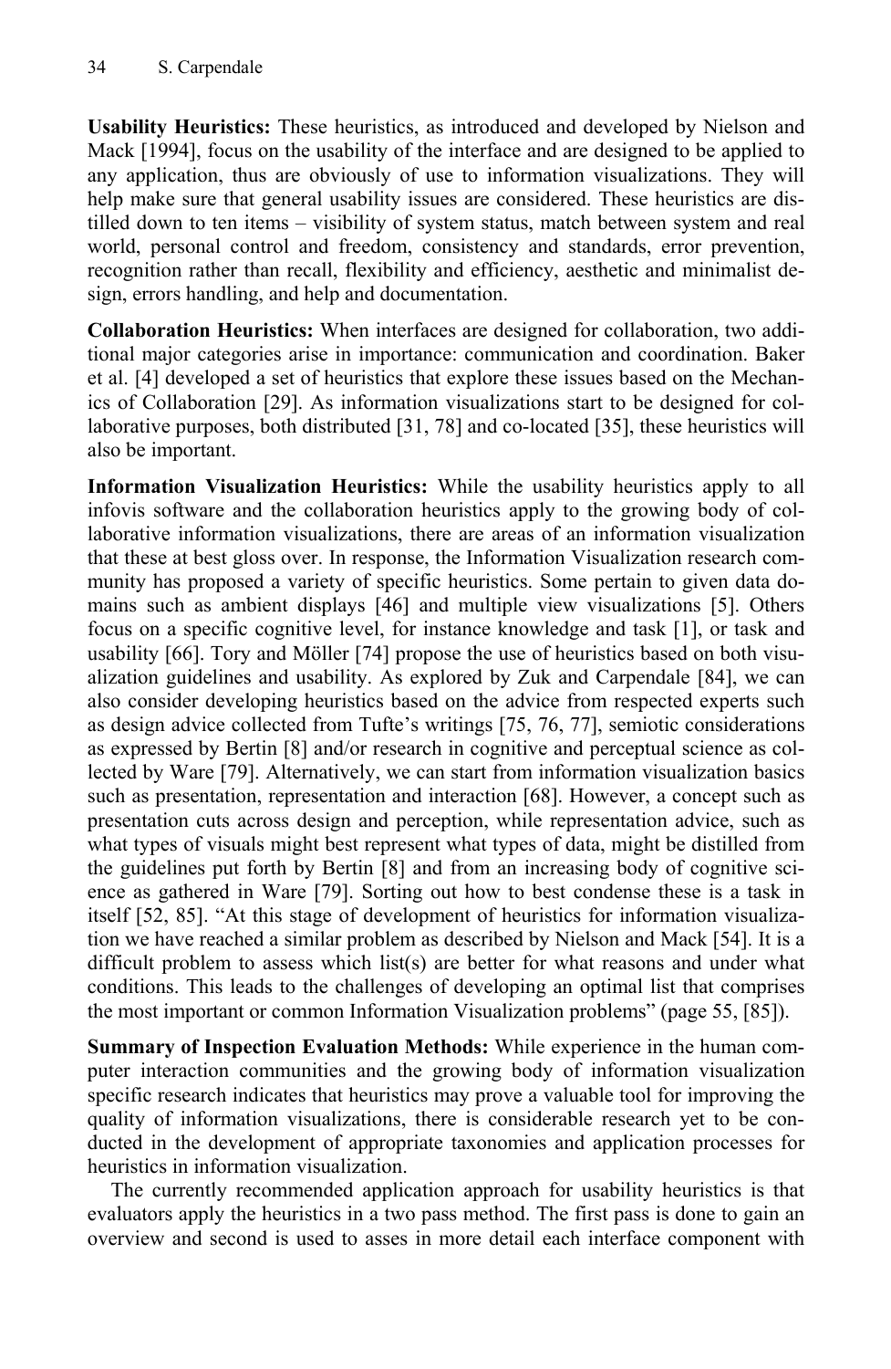**Usability Heuristics:** These heuristics, as introduced and developed by Nielson and Mack [1994], focus on the usability of the interface and are designed to be applied to any application, thus are obviously of use to information visualizations. They will help make sure that general usability issues are considered. These heuristics are distilled down to ten items – visibility of system status, match between system and real world, personal control and freedom, consistency and standards, error prevention, recognition rather than recall, flexibility and efficiency, aesthetic and minimalist design, errors handling, and help and documentation.

**Collaboration Heuristics:** When interfaces are designed for collaboration, two additional major categories arise in importance: communication and coordination. Baker et al. [4] developed a set of heuristics that explore these issues based on the Mechanics of Collaboration [29]. As information visualizations start to be designed for collaborative purposes, both distributed [31, 78] and co-located [35], these heuristics will also be important.

**Information Visualization Heuristics:** While the usability heuristics apply to all infovis software and the collaboration heuristics apply to the growing body of collaborative information visualizations, there are areas of an information visualization that these at best gloss over. In response, the Information Visualization research community has proposed a variety of specific heuristics. Some pertain to given data domains such as ambient displays [46] and multiple view visualizations [5]. Others focus on a specific cognitive level, for instance knowledge and task [1], or task and usability [66]. Tory and Möller [74] propose the use of heuristics based on both visualization guidelines and usability. As explored by Zuk and Carpendale [84], we can also consider developing heuristics based on the advice from respected experts such as design advice collected from Tufte's writings [75, 76, 77], semiotic considerations as expressed by Bertin [8] and/or research in cognitive and perceptual science as collected by Ware [79]. Alternatively, we can start from information visualization basics such as presentation, representation and interaction [68]. However, a concept such as presentation cuts across design and perception, while representation advice, such as what types of visuals might best represent what types of data, might be distilled from the guidelines put forth by Bertin [8] and from an increasing body of cognitive science as gathered in Ware [79]. Sorting out how to best condense these is a task in itself [52, 85]. "At this stage of development of heuristics for information visualization we have reached a similar problem as described by Nielson and Mack [54]. It is a difficult problem to assess which list(s) are better for what reasons and under what conditions. This leads to the challenges of developing an optimal list that comprises the most important or common Information Visualization problems" (page 55, [85]).

**Summary of Inspection Evaluation Methods:** While experience in the human computer interaction communities and the growing body of information visualization specific research indicates that heuristics may prove a valuable tool for improving the quality of information visualizations, there is considerable research yet to be conducted in the development of appropriate taxonomies and application processes for heuristics in information visualization.

The currently recommended application approach for usability heuristics is that evaluators apply the heuristics in a two pass method. The first pass is done to gain an overview and second is used to asses in more detail each interface component with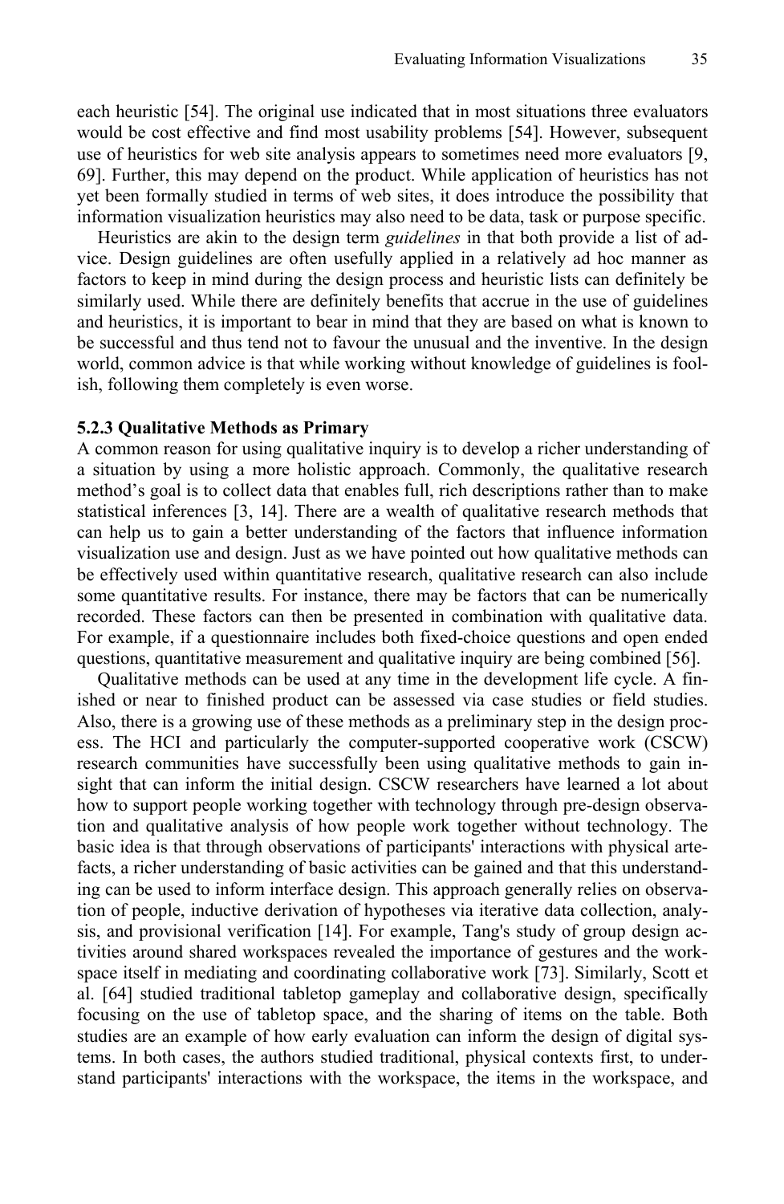each heuristic [54]. The original use indicated that in most situations three evaluators would be cost effective and find most usability problems [54]. However, subsequent use of heuristics for web site analysis appears to sometimes need more evaluators [9, 69]. Further, this may depend on the product. While application of heuristics has not yet been formally studied in terms of web sites, it does introduce the possibility that information visualization heuristics may also need to be data, task or purpose specific.

Heuristics are akin to the design term *guidelines* in that both provide a list of advice. Design guidelines are often usefully applied in a relatively ad hoc manner as factors to keep in mind during the design process and heuristic lists can definitely be similarly used. While there are definitely benefits that accrue in the use of guidelines and heuristics, it is important to bear in mind that they are based on what is known to be successful and thus tend not to favour the unusual and the inventive. In the design world, common advice is that while working without knowledge of guidelines is foolish, following them completely is even worse.

### 5.2.3 Qualitative Methods as Primary

A common reason for using qualitative inquiry is to develop a richer understanding of a situation by using a more holistic approach. Commonly, the qualitative research method's goal is to collect data that enables full, rich descriptions rather than to make statistical inferences [3, 14]. There are a wealth of qualitative research methods that can help us to gain a better understanding of the factors that influence information visualization use and design. Just as we have pointed out how qualitative methods can be effectively used within quantitative research, qualitative research can also include some quantitative results. For instance, there may be factors that can be numerically recorded. These factors can then be presented in combination with qualitative data. For example, if a questionnaire includes both fixed-choice questions and open ended questions, quantitative measurement and qualitative inquiry are being combined [56].

Qualitative methods can be used at any time in the development life cycle. A finished or near to finished product can be assessed via case studies or field studies. Also, there is a growing use of these methods as a preliminary step in the design process. The HCI and particularly the computer-supported cooperative work (CSCW) research communities have successfully been using qualitative methods to gain insight that can inform the initial design. CSCW researchers have learned a lot about how to support people working together with technology through pre-design observation and qualitative analysis of how people work together without technology. The basic idea is that through observations of participants' interactions with physical artefacts, a richer understanding of basic activities can be gained and that this understanding can be used to inform interface design. This approach generally relies on observation of people, inductive derivation of hypotheses via iterative data collection, analysis, and provisional verification [14]. For example, Tang's study of group design activities around shared workspaces revealed the importance of gestures and the workspace itself in mediating and coordinating collaborative work [73]. Similarly, Scott et al. [64] studied traditional tabletop gameplay and collaborative design, specifically focusing on the use of tabletop space, and the sharing of items on the table. Both studies are an example of how early evaluation can inform the design of digital systems. In both cases, the authors studied traditional, physical contexts first, to understand participants' interactions with the workspace, the items in the workspace, and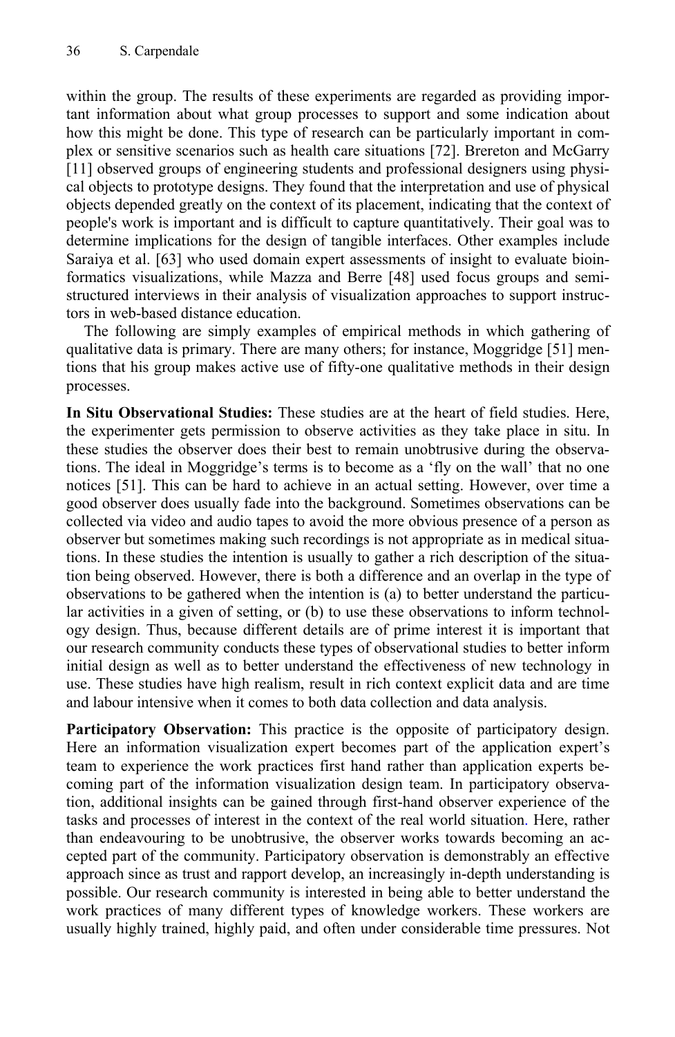within the group. The results of these experiments are regarded as providing important information about what group processes to support and some indication about how this might be done. This type of research can be particularly important in complex or sensitive scenarios such as health care situations [72]. Brereton and McGarry [11] observed groups of engineering students and professional designers using physical objects to prototype designs. They found that the interpretation and use of physical objects depended greatly on the context of its placement, indicating that the context of people's work is important and is difficult to capture quantitatively. Their goal was to determine implications for the design of tangible interfaces. Other examples include Saraiya et al. [63] who used domain expert assessments of insight to evaluate bioinformatics visualizations, while Mazza and Berre [48] used focus groups and semi-structured interviews in their analysis of visualization approaches to support instructors in web-based distance education.

The following are simply examples of empirical methods in which gathering of qualitative data is primary. There are many others; for instance, Moggridge [51] mentions that his group makes active use of fifty-one qualitative methods in their design processes.

**In Situ Observational Studies:** These studies are at the heart of field studies. Here, the experimenter gets permission to observe activities as they take place in situ. In these studies the observer does their best to remain unobtrusive during the observations. The ideal in Moggridge's terms is to become as a 'fly on the wall' that no one notices [51]. This can be hard to achieve in an actual setting. However, over time a good observer does usually fade into the background. Sometimes observations can be collected via video and audio tapes to avoid the more obvious presence of a person as observer but sometimes making such recordings is not appropriate as in medical situations. In these studies the intention is usually to gather a rich description of the situation being observed. However, there is both a difference and an overlap in the type of observations to be gathered when the intention is (a) to better understand the particular activities in a given of setting, or (b) to use these observations to inform technology design. Thus, because different details are of prime interest it is important that our research community conducts these types of observational studies to better inform initial design as well as to better understand the effectiveness of new technology in use. These studies have high realism, result in rich context explicit data and are time and labour intensive when it comes to both data collection and data analysis.

**Participatory Observation:** This practice is the opposite of participatory design. Here an information visualization expert becomes part of the application expert's team to experience the work practices first hand rather than application experts becoming part of the information visualization design team. In participatory observation, additional insights can be gained through first-hand observer experience of the tasks and processes of interest in the context of the real world situation. Here, rather than endeavouring to be unobtrusive, the observer works towards becoming an accepted part of the community. Participatory observation is demonstrably an effective approach since as trust and rapport develop, an increasingly in-depth understanding is possible. Our research community is interested in being able to better understand the work practices of many different types of knowledge workers. These workers are usually highly trained, highly paid, and often under considerable time pressures. Not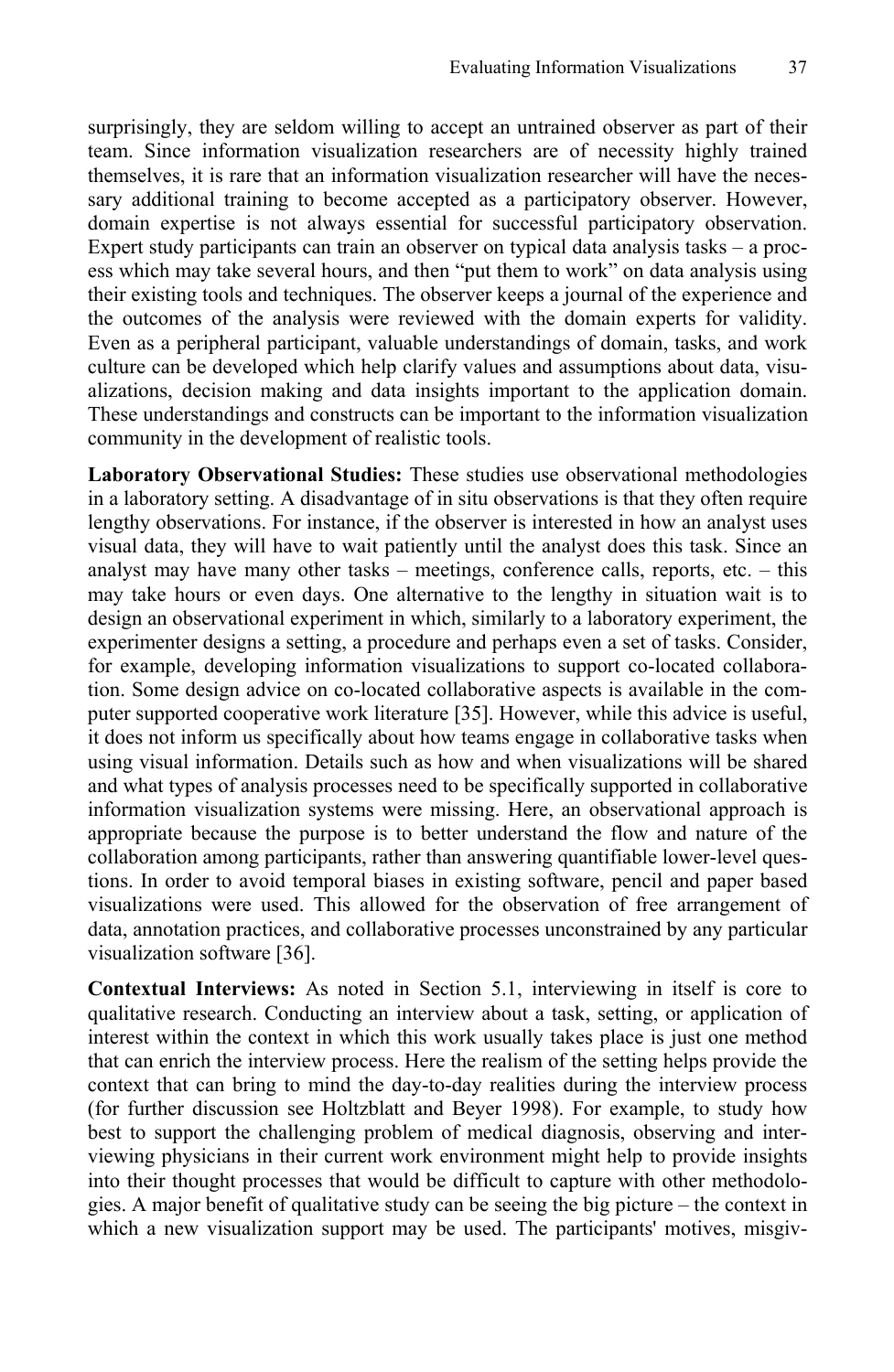surprisingly, they are seldom willing to accept an untrained observer as part of their team. Since information visualization researchers are of necessity highly trained themselves, it is rare that an information visualization researcher will have the necessary additional training to become accepted as a participatory observer. However, domain expertise is not always essential for successful participatory observation. Expert study participants can train an observer on typical data analysis tasks – a process which may take several hours, and then "put them to work" on data analysis using their existing tools and techniques. The observer keeps a journal of the experience and the outcomes of the analysis were reviewed with the domain experts for validity. Even as a peripheral participant, valuable understandings of domain, tasks, and work culture can be developed which help clarify values and assumptions about data, visualizations, decision making and data insights important to the application domain. These understandings and constructs can be important to the information visualization community in the development of realistic tools.

**Laboratory Observational Studies:** These studies use observational methodologies in a laboratory setting. A disadvantage of in situ observations is that they often require lengthy observations. For instance, if the observer is interested in how an analyst uses visual data, they will have to wait patiently until the analyst does this task. Since an analyst may have many other tasks – meetings, conference calls, reports, etc. – this may take hours or even days. One alternative to the lengthy in situation wait is to design an observational experiment in which, similarly to a laboratory experiment, the experimenter designs a setting, a procedure and perhaps even a set of tasks. Consider, for example, developing information visualizations to support co-located collaboration. Some design advice on co-located collaborative aspects is available in the computer supported cooperative work literature [35]. However, while this advice is useful, it does not inform us specifically about how teams engage in collaborative tasks when using visual information. Details such as how and when visualizations will be shared and what types of analysis processes need to be specifically supported in collaborative information visualization systems were missing. Here, an observational approach is appropriate because the purpose is to better understand the flow and nature of the collaboration among participants, rather than answering quantifiable lower-level questions. In order to avoid temporal biases in existing software, pencil and paper based visualizations were used. This allowed for the observation of free arrangement of data, annotation practices, and collaborative processes unconstrained by any particular visualization software [36].

**Contextual Interviews:** As noted in Section 5.1, interviewing in itself is core to qualitative research. Conducting an interview about a task, setting, or application of interest within the context in which this work usually takes place is just one method that can enrich the interview process. Here the realism of the setting helps provide the context that can bring to mind the day-to-day realities during the interview process (for further discussion see Holtzblatt and Beyer 1998). For example, to study how best to support the challenging problem of medical diagnosis, observing and interviewing physicians in their current work environment might help to provide insights into their thought processes that would be difficult to capture with other methodologies. A major benefit of qualitative study can be seeing the big picture – the context in which a new visualization support may be used. The participants' motives, misgiv-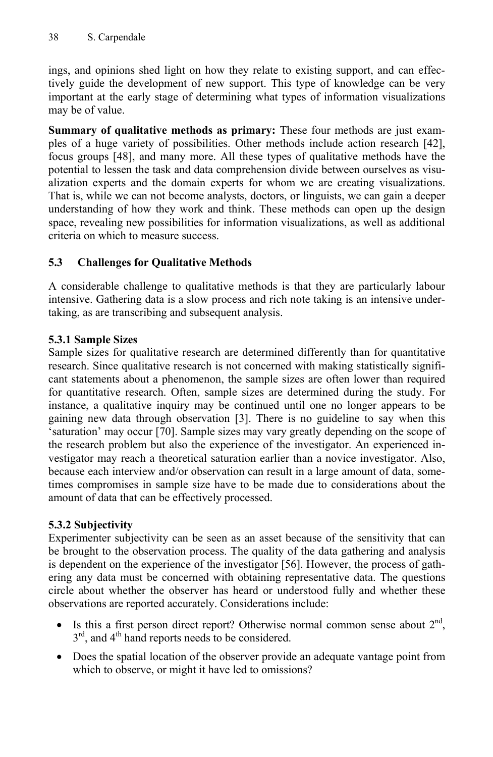ings, and opinions shed light on how they relate to existing support, and can effectively guide the development of new support. This type of knowledge can be very important at the early stage of determining what types of information visualizations may be of value.

**Summary of qualitative methods as primary:** These four methods are just examples of a huge variety of possibilities. Other methods include action research [42], focus groups [48], and many more. All these types of qualitative methods have the potential to lessen the task and data comprehension divide between ourselves as visualization experts and the domain experts for whom we are creating visualizations. That is, while we can not become analysts, doctors, or linguists, we can gain a deeper understanding of how they work and think. These methods can open up the design space, revealing new possibilities for information visualizations, as well as additional criteria on which to measure success.

### 5.3 Challenges for Qualitative Methods

A considerable challenge to qualitative methods is that they are particularly labour intensive. Gathering data is a slow process and rich note taking is an intensive undertaking, as are transcribing and subsequent analysis.

#### 5.3.1 Sample Sizes

Sample sizes for qualitative research are determined differently than for quantitative research. Since qualitative research is not concerned with making statistically significant statements about a phenomenon, the sample sizes are often lower than required for quantitative research. Often, sample sizes are determined during the study. For instance, a qualitative inquiry may be continued until one no longer appears to be gaining new data through observation [3]. There is no guideline to say when this 'saturation' may occur [70]. Sample sizes may vary greatly depending on the scope of the research problem but also the experience of the investigator. An experienced investigator may reach a theoretical saturation earlier than a novice investigator. Also, because each interview and/or observation can result in a large amount of data, sometimes compromises in sample size have to be made due to considerations about the amount of data that can be effectively processed.

#### 5.3.2 Subjectivity

Experimenter subjectivity can be seen as an asset because of the sensitivity that can be brought to the observation process. The quality of the data gathering and analysis is dependent on the experience of the investigator [56]. However, the process of gathering any data must be concerned with obtaining representative data. The questions circle about whether the observer has heard or understood fully and whether these observations are reported accurately. Considerations include:

- Is this a first person direct report? Otherwise normal common sense about 2nd, 3rd, and 4th hand reports needs to be considered.
- Does the spatial location of the observer provide an adequate vantage point from which to observe, or might it have led to omissions?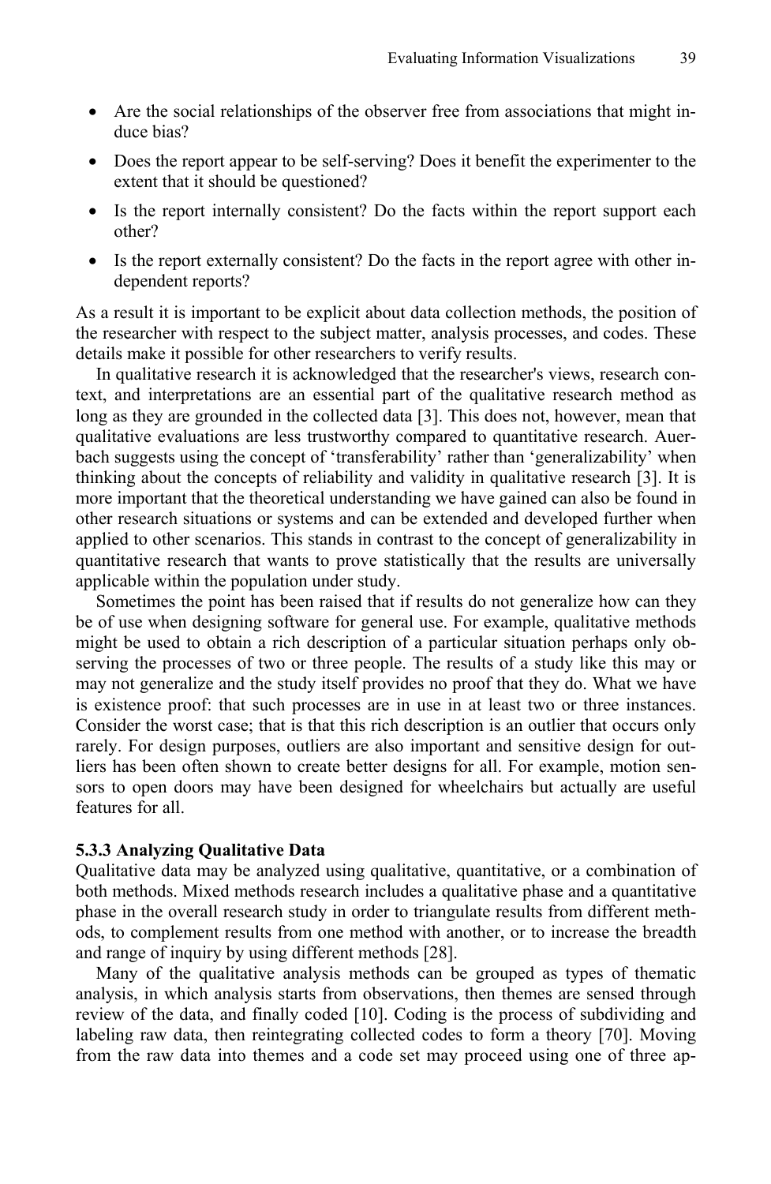- Are the social relationships of the observer free from associations that might induce bias?
- Does the report appear to be self-serving? Does it benefit the experimenter to the extent that it should be questioned?
- Is the report internally consistent? Do the facts within the report support each other?
- Is the report externally consistent? Do the facts in the report agree with other independent reports?

As a result it is important to be explicit about data collection methods, the position of the researcher with respect to the subject matter, analysis processes, and codes. These details make it possible for other researchers to verify results.

In qualitative research it is acknowledged that the researcher's views, research context, and interpretations are an essential part of the qualitative research method as long as they are grounded in the collected data [3]. This does not, however, mean that qualitative evaluations are less trustworthy compared to quantitative research. Auerbach suggests using the concept of 'transferability' rather than 'generalizability' when thinking about the concepts of reliability and validity in qualitative research [3]. It is more important that the theoretical understanding we have gained can also be found in other research situations or systems and can be extended and developed further when applied to other scenarios. This stands in contrast to the concept of generalizability in quantitative research that wants to prove statistically that the results are universally applicable within the population under study.

Sometimes the point has been raised that if results do not generalize how can they be of use when designing software for general use. For example, qualitative methods might be used to obtain a rich description of a particular situation perhaps only observing the processes of two or three people. The results of a study like this may or may not generalize and the study itself provides no proof that they do. What we have is existence proof: that such processes are in use in at least two or three instances. Consider the worst case; that is that this rich description is an outlier that occurs only rarely. For design purposes, outliers are also important and sensitive design for outliers has been often shown to create better designs for all. For example, motion sensors to open doors may have been designed for wheelchairs but actually are useful features for all.

#### 5.3.3 Analyzing Qualitative Data

Qualitative data may be analyzed using qualitative, quantitative, or a combination of both methods. Mixed methods research includes a qualitative phase and a quantitative phase in the overall research study in order to triangulate results from different methods, to complement results from one method with another, or to increase the breadth and range of inquiry by using different methods [28].

Many of the qualitative analysis methods can be grouped as types of thematic analysis, in which analysis starts from observations, then themes are sensed through review of the data, and finally coded [10]. Coding is the process of subdividing and labeling raw data, then reintegrating collected codes to form a theory [70]. Moving from the raw data into themes and a code set may proceed using one of three ap-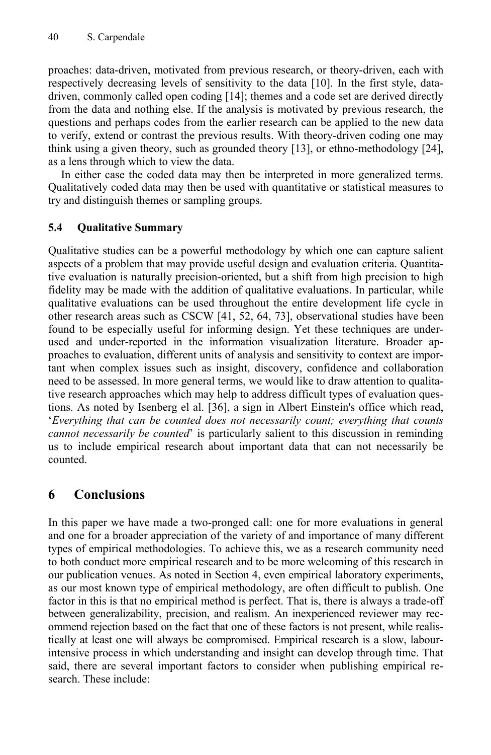proaches: data-driven, motivated from previous research, or theory-driven, each with respectively decreasing levels of sensitivity to the data [10]. In the first style, data-driven, commonly called open coding [14]; themes and a code set are derived directly from the data and nothing else. If the analysis is motivated by previous research, the questions and perhaps codes from the earlier research can be applied to the new data to verify, extend or contrast the previous results. With theory-driven coding one may think using a given theory, such as grounded theory [13], or ethno-methodology [24], as a lens through which to view the data.

In either case the coded data may then be interpreted in more generalized terms. Qualitatively coded data may then be used with quantitative or statistical measures to try and distinguish themes or sampling groups.

### 5.4 Qualitative Summary

Qualitative studies can be a powerful methodology by which one can capture salient aspects of a problem that may provide useful design and evaluation criteria. Quantitative evaluation is naturally precision-oriented, but a shift from high precision to high fidelity may be made with the addition of qualitative evaluations. In particular, while qualitative evaluations can be used throughout the entire development life cycle in other research areas such as CSCW [41, 52, 64, 73], observational studies have been found to be especially useful for informing design. Yet these techniques are under-used and under-reported in the information visualization literature. Broader approaches to evaluation, different units of analysis and sensitivity to context are important when complex issues such as insight, discovery, confidence and collaboration need to be assessed. In more general terms, we would like to draw attention to qualitative research approaches which may help to address difficult types of evaluation questions. As noted by Isenberg el al. [36], a sign in Albert Einstein's office which read, '*Everything that can be counted does not necessarily count; everything that counts cannot necessarily be counted*' is particularly salient to this discussion in reminding us to include empirical research about important data that can not necessarily be counted.

## 6 Conclusions

In this paper we have made a two-pronged call: one for more evaluations in general and one for a broader appreciation of the variety of and importance of many different types of empirical methodologies. To achieve this, we as a research community need to both conduct more empirical research and to be more welcoming of this research in our publication venues. As noted in Section 4, even empirical laboratory experiments, as our most known type of empirical methodology, are often difficult to publish. One factor in this is that no empirical method is perfect. That is, there is always a trade-off between generalizability, precision, and realism. An inexperienced reviewer may recommend rejection based on the fact that one of these factors is not present, while realistically at least one will always be compromised. Empirical research is a slow, labour-intensive process in which understanding and insight can develop through time. That said, there are several important factors to consider when publishing empirical research. These include: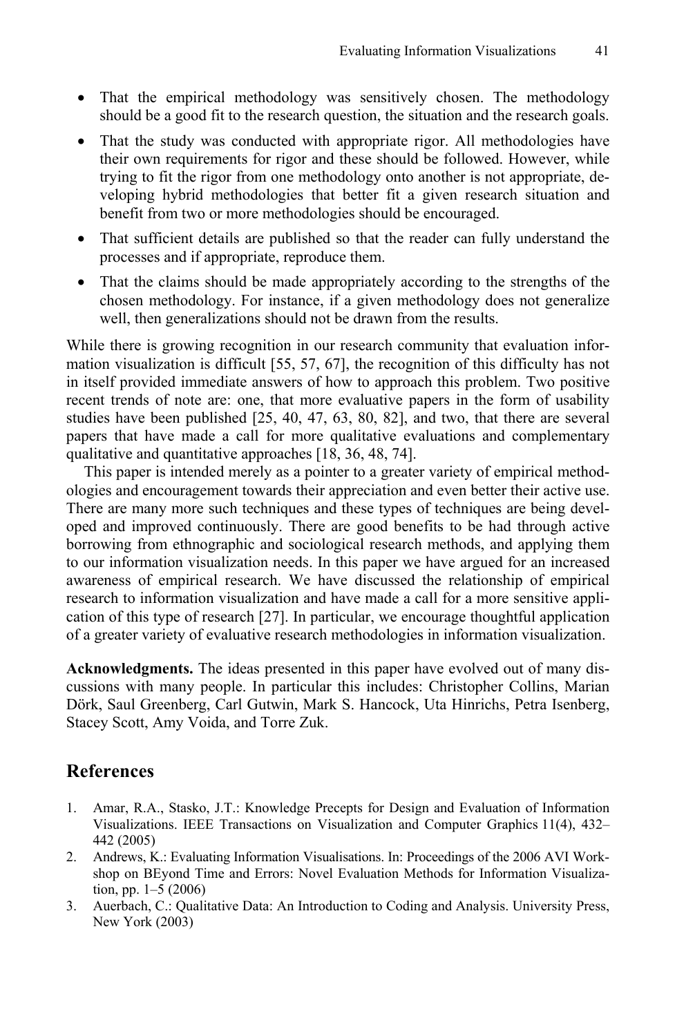- That the empirical methodology was sensitively chosen. The methodology should be a good fit to the research question, the situation and the research goals.
- That the study was conducted with appropriate rigor. All methodologies have their own requirements for rigor and these should be followed. However, while trying to fit the rigor from one methodology onto another is not appropriate, developing hybrid methodologies that better fit a given research situation and benefit from two or more methodologies should be encouraged.
- That sufficient details are published so that the reader can fully understand the processes and if appropriate, reproduce them.
- That the claims should be made appropriately according to the strengths of the chosen methodology. For instance, if a given methodology does not generalize well, then generalizations should not be drawn from the results.

While there is growing recognition in our research community that evaluation information visualization is difficult [55, 57, 67], the recognition of this difficulty has not in itself provided immediate answers of how to approach this problem. Two positive recent trends of note are: one, that more evaluative papers in the form of usability studies have been published [25, 40, 47, 63, 80, 82], and two, that there are several papers that have made a call for more qualitative evaluations and complementary qualitative and quantitative approaches [18, 36, 48, 74].

This paper is intended merely as a pointer to a greater variety of empirical methodologies and encouragement towards their appreciation and even better their active use. There are many more such techniques and these types of techniques are being developed and improved continuously. There are good benefits to be had through active borrowing from ethnographic and sociological research methods, and applying them to our information visualization needs. In this paper we have argued for an increased awareness of empirical research. We have discussed the relationship of empirical research to information visualization and have made a call for a more sensitive application of this type of research [27]. In particular, we encourage thoughtful application of a greater variety of evaluative research methodologies in information visualization.

**Acknowledgments.** The ideas presented in this paper have evolved out of many discussions with many people. In particular this includes: Christopher Collins, Marian Dörk, Saul Greenberg, Carl Gutwin, Mark S. Hancock, Uta Hinrichs, Petra Isenberg, Stacey Scott, Amy Voida, and Torre Zuk.

## References

1. Amar, R.A., Stasko, J.T.: Knowledge Precepts for Design and Evaluation of Information Visualizations. IEEE Transactions on Visualization and Computer Graphics 11(4), 432–442 (2005)
2. Andrews, K.: Evaluating Information Visualisations. In: Proceedings of the 2006 AVI Workshop on BEyond Time and Errors: Novel Evaluation Methods for Information Visualization, pp. 1–5 (2006)
3. Auerbach, C.: Qualitative Data: An Introduction to Coding and Analysis. University Press, New York (2003)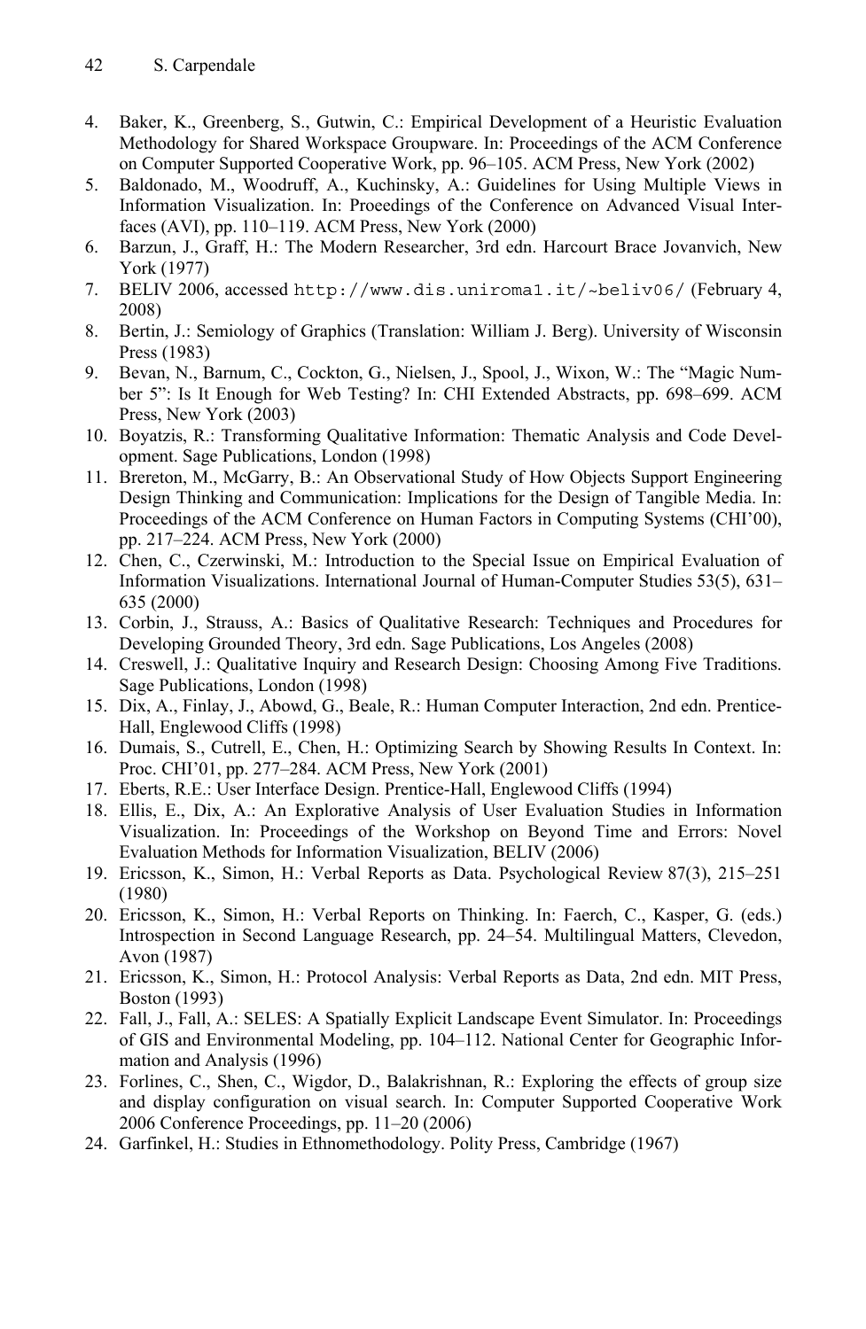4. Baker, K., Greenberg, S., Gutwin, C.: Empirical Development of a Heuristic Evaluation Methodology for Shared Workspace Groupware. In: Proceedings of the ACM Conference on Computer Supported Cooperative Work, pp. 96–105. ACM Press, New York (2002)
5. Baldonado, M., Woodruff, A., Kuchinsky, A.: Guidelines for Using Multiple Views in Information Visualization. In: Proeedings of the Conference on Advanced Visual Interfaces (AVI), pp. 110–119. ACM Press, New York (2000)
6. Barzun, J., Graff, H.: The Modern Researcher, 3rd edn. Harcourt Brace Jovanvich, New York (1977)
7. BELIV 2006, accessed `http://www.dis.uniroma1.it/~beliv06/` (February 4, 2008)
8. Bertin, J.: Semiology of Graphics (Translation: William J. Berg). University of Wisconsin Press (1983)
9. Bevan, N., Barnum, C., Cockton, G., Nielsen, J., Spool, J., Wixon, W.: The "Magic Number 5": Is It Enough for Web Testing? In: CHI Extended Abstracts, pp. 698–699. ACM Press, New York (2003)
10. Boyatzis, R.: Transforming Qualitative Information: Thematic Analysis and Code Development. Sage Publications, London (1998)
11. Brereton, M., McGarry, B.: An Observational Study of How Objects Support Engineering Design Thinking and Communication: Implications for the Design of Tangible Media. In: Proceedings of the ACM Conference on Human Factors in Computing Systems (CHI'00), pp. 217–224. ACM Press, New York (2000)
12. Chen, C., Czerwinski, M.: Introduction to the Special Issue on Empirical Evaluation of Information Visualizations. International Journal of Human-Computer Studies 53(5), 631–635 (2000)
13. Corbin, J., Strauss, A.: Basics of Qualitative Research: Techniques and Procedures for Developing Grounded Theory, 3rd edn. Sage Publications, Los Angeles (2008)
14. Creswell, J.: Qualitative Inquiry and Research Design: Choosing Among Five Traditions. Sage Publications, London (1998)
15. Dix, A., Finlay, J., Abowd, G., Beale, R.: Human Computer Interaction, 2nd edn. Prentice-Hall, Englewood Cliffs (1998)
16. Dumais, S., Cutrell, E., Chen, H.: Optimizing Search by Showing Results In Context. In: Proc. CHI'01, pp. 277–284. ACM Press, New York (2001)
17. Eberts, R.E.: User Interface Design. Prentice-Hall, Englewood Cliffs (1994)
18. Ellis, E., Dix, A.: An Explorative Analysis of User Evaluation Studies in Information Visualization. In: Proceedings of the Workshop on Beyond Time and Errors: Novel Evaluation Methods for Information Visualization, BELIV (2006)
19. Ericsson, K., Simon, H.: Verbal Reports as Data. Psychological Review 87(3), 215–251 (1980)
20. Ericsson, K., Simon, H.: Verbal Reports on Thinking. In: Faerch, C., Kasper, G. (eds.) Introspection in Second Language Research, pp. 24–54. Multilingual Matters, Clevedon, Avon (1987)
21. Ericsson, K., Simon, H.: Protocol Analysis: Verbal Reports as Data, 2nd edn. MIT Press, Boston (1993)
22. Fall, J., Fall, A.: SELES: A Spatially Explicit Landscape Event Simulator. In: Proceedings of GIS and Environmental Modeling, pp. 104–112. National Center for Geographic Information and Analysis (1996)
23. Forlines, C., Shen, C., Wigdor, D., Balakrishnan, R.: Exploring the effects of group size and display configuration on visual search. In: Computer Supported Cooperative Work 2006 Conference Proceedings, pp. 11–20 (2006)
24. Garfinkel, H.: Studies in Ethnomethodology. Polity Press, Cambridge (1967)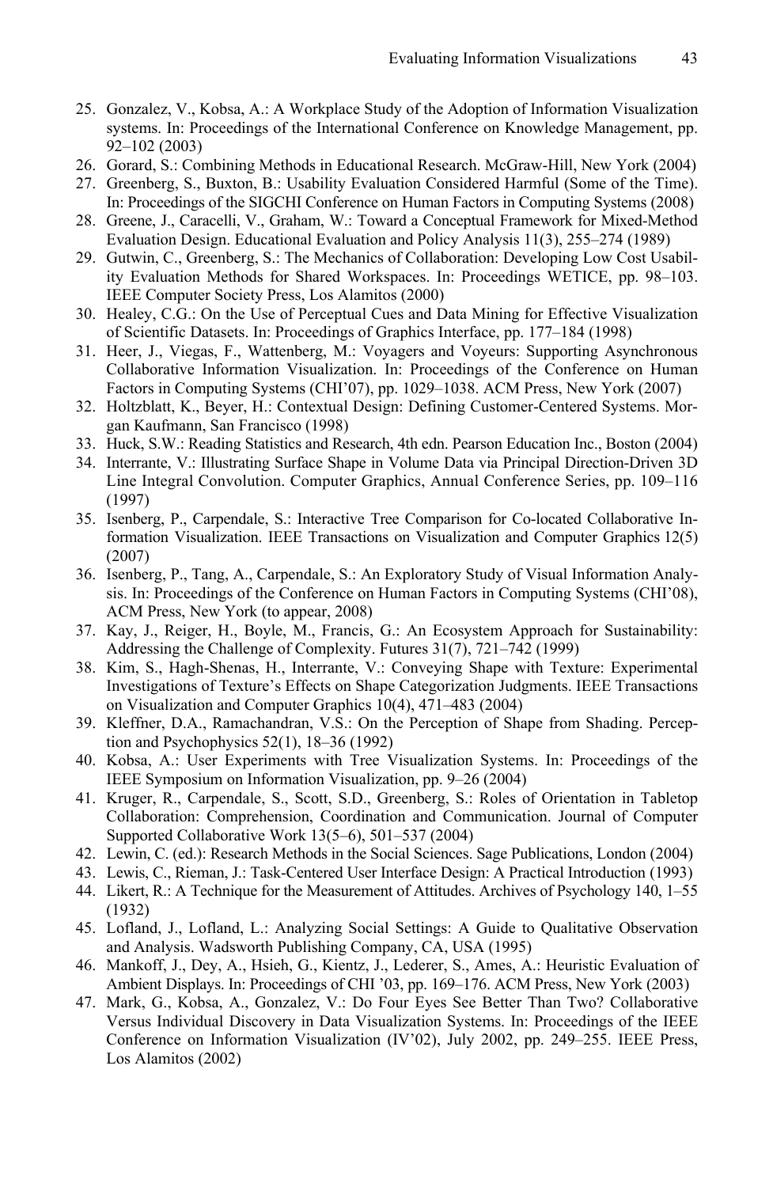25. Gonzalez, V., Kobsa, A.: A Workplace Study of the Adoption of Information Visualization systems. In: Proceedings of the International Conference on Knowledge Management, pp. 92–102 (2003)
26. Gorard, S.: Combining Methods in Educational Research. McGraw-Hill, New York (2004)
27. Greenberg, S., Buxton, B.: Usability Evaluation Considered Harmful (Some of the Time). In: Proceedings of the SIGCHI Conference on Human Factors in Computing Systems (2008)
28. Greene, J., Caracelli, V., Graham, W.: Toward a Conceptual Framework for Mixed-Method Evaluation Design. Educational Evaluation and Policy Analysis 11(3), 255–274 (1989)
29. Gutwin, C., Greenberg, S.: The Mechanics of Collaboration: Developing Low Cost Usability Evaluation Methods for Shared Workspaces. In: Proceedings WETICE, pp. 98–103. IEEE Computer Society Press, Los Alamitos (2000)
30. Healey, C.G.: On the Use of Perceptual Cues and Data Mining for Effective Visualization of Scientific Datasets. In: Proceedings of Graphics Interface, pp. 177–184 (1998)
31. Heer, J., Viegas, F., Wattenberg, M.: Voyagers and Voyeurs: Supporting Asynchronous Collaborative Information Visualization. In: Proceedings of the Conference on Human Factors in Computing Systems (CHI'07), pp. 1029–1038. ACM Press, New York (2007)
32. Holtzblatt, K., Beyer, H.: Contextual Design: Defining Customer-Centered Systems. Morgan Kaufmann, San Francisco (1998)
33. Huck, S.W.: Reading Statistics and Research, 4th edn. Pearson Education Inc., Boston (2004)
34. Interrante, V.: Illustrating Surface Shape in Volume Data via Principal Direction-Driven 3D Line Integral Convolution. Computer Graphics, Annual Conference Series, pp. 109–116 (1997)
35. Isenberg, P., Carpendale, S.: Interactive Tree Comparison for Co-located Collaborative Information Visualization. IEEE Transactions on Visualization and Computer Graphics 12(5) (2007)
36. Isenberg, P., Tang, A., Carpendale, S.: An Exploratory Study of Visual Information Analysis. In: Proceedings of the Conference on Human Factors in Computing Systems (CHI'08), ACM Press, New York (to appear, 2008)
37. Kay, J., Reiger, H., Boyle, M., Francis, G.: An Ecosystem Approach for Sustainability: Addressing the Challenge of Complexity. Futures 31(7), 721–742 (1999)
38. Kim, S., Hagh-Shenas, H., Interrante, V.: Conveying Shape with Texture: Experimental Investigations of Texture's Effects on Shape Categorization Judgments. IEEE Transactions on Visualization and Computer Graphics 10(4), 471–483 (2004)
39. Kleffner, D.A., Ramachandran, V.S.: On the Perception of Shape from Shading. Perception and Psychophysics 52(1), 18–36 (1992)
40. Kobsa, A.: User Experiments with Tree Visualization Systems. In: Proceedings of the IEEE Symposium on Information Visualization, pp. 9–26 (2004)
41. Kruger, R., Carpendale, S., Scott, S.D., Greenberg, S.: Roles of Orientation in Tabletop Collaboration: Comprehension, Coordination and Communication. Journal of Computer Supported Collaborative Work 13(5–6), 501–537 (2004)
42. Lewin, C. (ed.): Research Methods in the Social Sciences. Sage Publications, London (2004)
43. Lewis, C., Rieman, J.: Task-Centered User Interface Design: A Practical Introduction (1993)
44. Likert, R.: A Technique for the Measurement of Attitudes. Archives of Psychology 140, 1–55 (1932)
45. Lofland, J., Lofland, L.: Analyzing Social Settings: A Guide to Qualitative Observation and Analysis. Wadsworth Publishing Company, CA, USA (1995)
46. Mankoff, J., Dey, A., Hsieh, G., Kientz, J., Lederer, S., Ames, A.: Heuristic Evaluation of Ambient Displays. In: Proceedings of CHI '03, pp. 169–176. ACM Press, New York (2003)
47. Mark, G., Kobsa, A., Gonzalez, V.: Do Four Eyes See Better Than Two? Collaborative Versus Individual Discovery in Data Visualization Systems. In: Proceedings of the IEEE Conference on Information Visualization (IV'02), July 2002, pp. 249–255. IEEE Press, Los Alamitos (2002)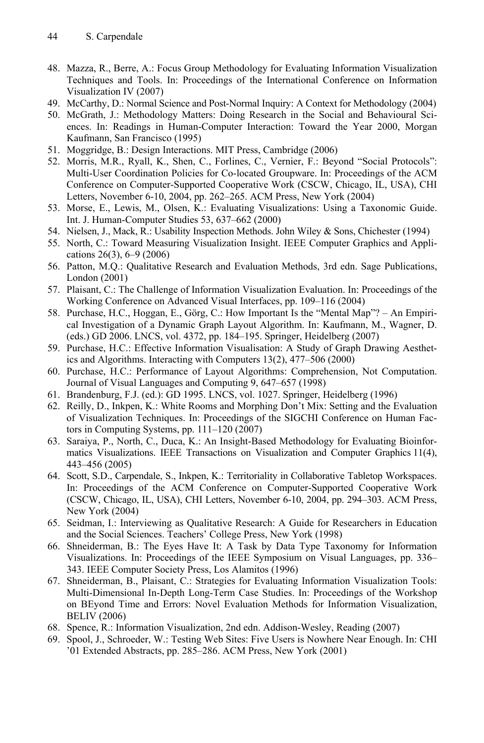48. Mazza, R., Berre, A.: Focus Group Methodology for Evaluating Information Visualization Techniques and Tools. In: Proceedings of the International Conference on Information Visualization IV (2007)
49. McCarthy, D.: Normal Science and Post-Normal Inquiry: A Context for Methodology (2004)
50. McGrath, J.: Methodology Matters: Doing Research in the Social and Behavioural Sciences. In: Readings in Human-Computer Interaction: Toward the Year 2000, Morgan Kaufmann, San Francisco (1995)
51. Moggridge, B.: Design Interactions. MIT Press, Cambridge (2006)
52. Morris, M.R., Ryall, K., Shen, C., Forlines, C., Vernier, F.: Beyond "Social Protocols": Multi-User Coordination Policies for Co-located Groupware. In: Proceedings of the ACM Conference on Computer-Supported Cooperative Work (CSCW, Chicago, IL, USA), CHI Letters, November 6-10, 2004, pp. 262–265. ACM Press, New York (2004)
53. Morse, E., Lewis, M., Olsen, K.: Evaluating Visualizations: Using a Taxonomic Guide. Int. J. Human-Computer Studies 53, 637–662 (2000)
54. Nielsen, J., Mack, R.: Usability Inspection Methods. John Wiley & Sons, Chichester (1994)
55. North, C.: Toward Measuring Visualization Insight. IEEE Computer Graphics and Applications 26(3), 6–9 (2006)
56. Patton, M.Q.: Qualitative Research and Evaluation Methods, 3rd edn. Sage Publications, London (2001)
57. Plaisant, C.: The Challenge of Information Visualization Evaluation. In: Proceedings of the Working Conference on Advanced Visual Interfaces, pp. 109–116 (2004)
58. Purchase, H.C., Hoggan, E., Görg, C.: How Important Is the "Mental Map"? – An Empirical Investigation of a Dynamic Graph Layout Algorithm. In: Kaufmann, M., Wagner, D. (eds.) GD 2006. LNCS, vol. 4372, pp. 184–195. Springer, Heidelberg (2007)
59. Purchase, H.C.: Effective Information Visualisation: A Study of Graph Drawing Aesthetics and Algorithms. Interacting with Computers 13(2), 477–506 (2000)
60. Purchase, H.C.: Performance of Layout Algorithms: Comprehension, Not Computation. Journal of Visual Languages and Computing 9, 647–657 (1998)
61. Brandenburg, F.J. (ed.): GD 1995. LNCS, vol. 1027. Springer, Heidelberg (1996)
62. Reilly, D., Inkpen, K.: White Rooms and Morphing Don't Mix: Setting and the Evaluation of Visualization Techniques. In: Proceedings of the SIGCHI Conference on Human Factors in Computing Systems, pp. 111–120 (2007)
63. Saraiya, P., North, C., Duca, K.: An Insight-Based Methodology for Evaluating Bioinformatics Visualizations. IEEE Transactions on Visualization and Computer Graphics 11(4), 443–456 (2005)
64. Scott, S.D., Carpendale, S., Inkpen, K.: Territoriality in Collaborative Tabletop Workspaces. In: Proceedings of the ACM Conference on Computer-Supported Cooperative Work (CSCW, Chicago, IL, USA), CHI Letters, November 6-10, 2004, pp. 294–303. ACM Press, New York (2004)
65. Seidman, I.: Interviewing as Qualitative Research: A Guide for Researchers in Education and the Social Sciences. Teachers' College Press, New York (1998)
66. Shneiderman, B.: The Eyes Have It: A Task by Data Type Taxonomy for Information Visualizations. In: Proceedings of the IEEE Symposium on Visual Languages, pp. 336–343. IEEE Computer Society Press, Los Alamitos (1996)
67. Shneiderman, B., Plaisant, C.: Strategies for Evaluating Information Visualization Tools: Multi-Dimensional In-Depth Long-Term Case Studies. In: Proceedings of the Workshop on BEyond Time and Errors: Novel Evaluation Methods for Information Visualization, BELIV (2006)
68. Spence, R.: Information Visualization, 2nd edn. Addison-Wesley, Reading (2007)
69. Spool, J., Schroeder, W.: Testing Web Sites: Five Users is Nowhere Near Enough. In: CHI '01 Extended Abstracts, pp. 285–286. ACM Press, New York (2001)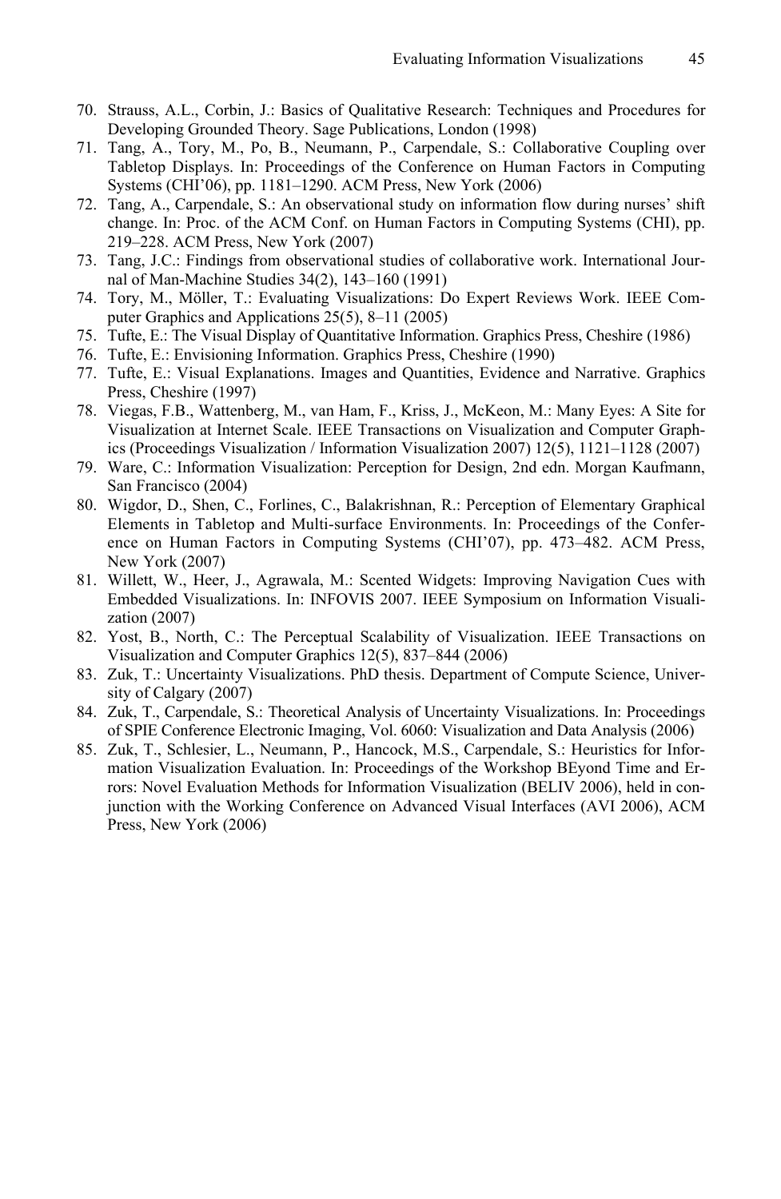70. Strauss, A.L., Corbin, J.: Basics of Qualitative Research: Techniques and Procedures for Developing Grounded Theory. Sage Publications, London (1998)
71. Tang, A., Tory, M., Po, B., Neumann, P., Carpendale, S.: Collaborative Coupling over Tabletop Displays. In: Proceedings of the Conference on Human Factors in Computing Systems (CHI'06), pp. 1181–1290. ACM Press, New York (2006)
72. Tang, A., Carpendale, S.: An observational study on information flow during nurses' shift change. In: Proc. of the ACM Conf. on Human Factors in Computing Systems (CHI), pp. 219–228. ACM Press, New York (2007)
73. Tang, J.C.: Findings from observational studies of collaborative work. International Journal of Man-Machine Studies 34(2), 143–160 (1991)
74. Tory, M., Möller, T.: Evaluating Visualizations: Do Expert Reviews Work. IEEE Computer Graphics and Applications 25(5), 8–11 (2005)
75. Tufte, E.: The Visual Display of Quantitative Information. Graphics Press, Cheshire (1986)
76. Tufte, E.: Envisioning Information. Graphics Press, Cheshire (1990)
77. Tufte, E.: Visual Explanations. Images and Quantities, Evidence and Narrative. Graphics Press, Cheshire (1997)
78. Viegas, F.B., Wattenberg, M., van Ham, F., Kriss, J., McKeon, M.: Many Eyes: A Site for Visualization at Internet Scale. IEEE Transactions on Visualization and Computer Graphics (Proceedings Visualization / Information Visualization 2007) 12(5), 1121–1128 (2007)
79. Ware, C.: Information Visualization: Perception for Design, 2nd edn. Morgan Kaufmann, San Francisco (2004)
80. Wigdor, D., Shen, C., Forlines, C., Balakrishnan, R.: Perception of Elementary Graphical Elements in Tabletop and Multi-surface Environments. In: Proceedings of the Conference on Human Factors in Computing Systems (CHI'07), pp. 473–482. ACM Press, New York (2007)
81. Willett, W., Heer, J., Agrawala, M.: Scented Widgets: Improving Navigation Cues with Embedded Visualizations. In: INFOVIS 2007. IEEE Symposium on Information Visualization (2007)
82. Yost, B., North, C.: The Perceptual Scalability of Visualization. IEEE Transactions on Visualization and Computer Graphics 12(5), 837–844 (2006)
83. Zuk, T.: Uncertainty Visualizations. PhD thesis. Department of Compute Science, University of Calgary (2007)
84. Zuk, T., Carpendale, S.: Theoretical Analysis of Uncertainty Visualizations. In: Proceedings of SPIE Conference Electronic Imaging, Vol. 6060: Visualization and Data Analysis (2006)
85. Zuk, T., Schlesier, L., Neumann, P., Hancock, M.S., Carpendale, S.: Heuristics for Information Visualization Evaluation. In: Proceedings of the Workshop BEyond Time and Errors: Novel Evaluation Methods for Information Visualization (BELIV 2006), held in conjunction with the Working Conference on Advanced Visual Interfaces (AVI 2006), ACM Press, New York (2006)